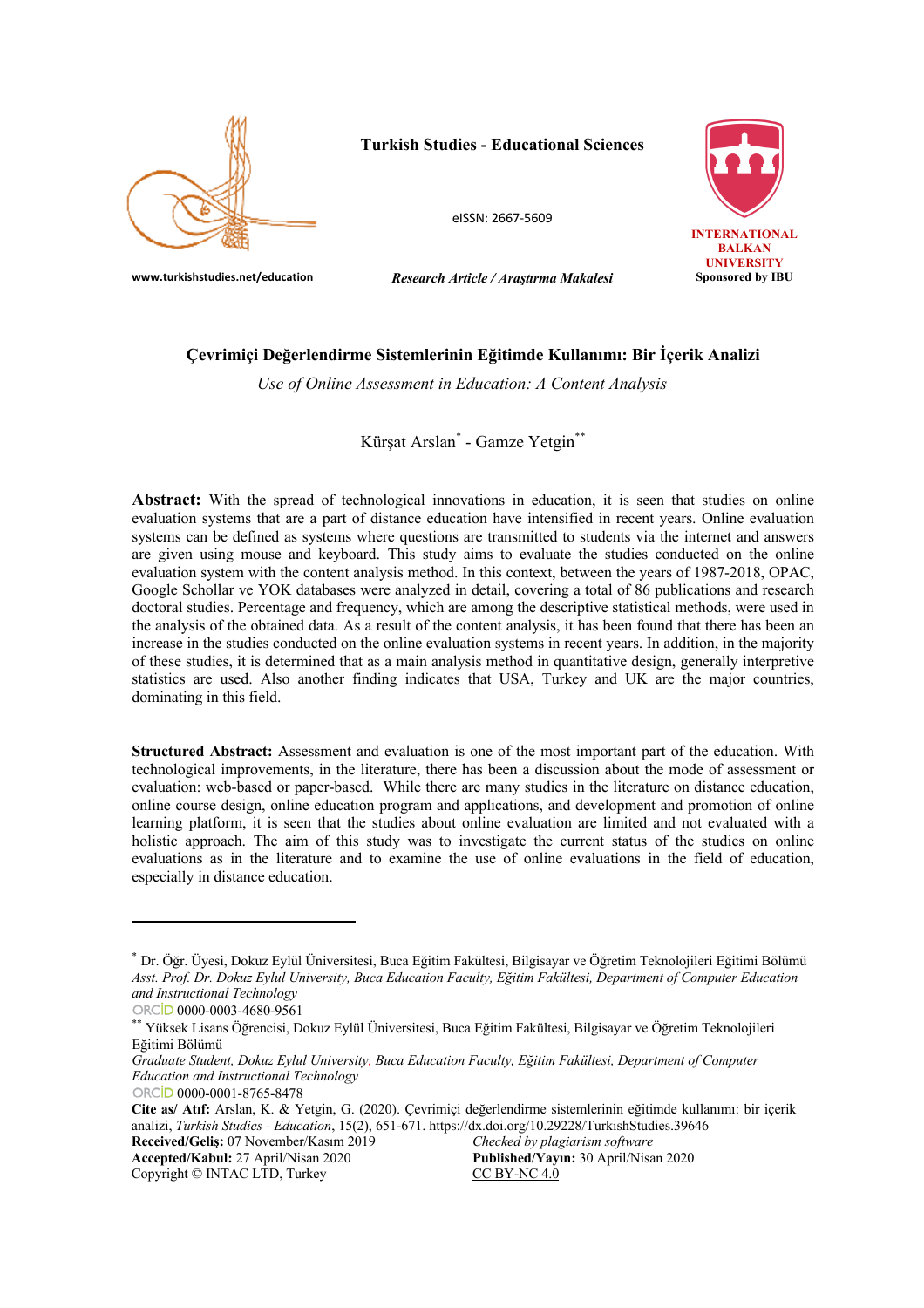**Turkish Studies - Educational Sciences**

eISSN: 2667-5609

www.turkishstudies.net/education

*Research Article / Araştırma Makalesi*

INTERNATIONAL BALKAN UNIVERSITY
Sponsored by IBU

# Çevrimiçi Değerlendirme Sistemlerinin Eğitimde Kullanımı: Bir İçerik Analizi

*Use of Online Assessment in Education: A Content Analysis*

Kürşat Arslan[*] - Gamze Yetgin[**]

**Abstract:** With the spread of technological innovations in education, it is seen that studies on online evaluation systems that are a part of distance education have intensified in recent years. Online evaluation systems can be defined as systems where questions are transmitted to students via the internet and answers are given using mouse and keyboard. This study aims to evaluate the studies conducted on the online evaluation system with the content analysis method. In this context, between the years of 1987-2018, OPAC, Google Schollar ve YOK databases were analyzed in detail, covering a total of 86 publications and research doctoral studies. Percentage and frequency, which are among the descriptive statistical methods, were used in the analysis of the obtained data. As a result of the content analysis, it has been found that there has been an increase in the studies conducted on the online evaluation systems in recent years. In addition, in the majority of these studies, it is determined that as a main analysis method in quantitative design, generally interpretive statistics are used. Also another finding indicates that USA, Turkey and UK are the major countries, dominating in this field.

**Structured Abstract:** Assessment and evaluation is one of the most important part of the education. With technological improvements, in the literature, there has been a discussion about the mode of assessment or evaluation: web-based or paper-based. While there are many studies in the literature on distance education, online course design, online education program and applications, and development and promotion of online learning platform, it is seen that the studies about online evaluation are limited and not evaluated with a holistic approach. The aim of this study was to investigate the current status of the studies on online evaluations as in the literature and to examine the use of online evaluations in the field of education, especially in distance education.

---

[*] Dr. Öğr. Üyesi, Dokuz Eylül Üniversitesi, Buca Eğitim Fakültesi, Bilgisayar ve Öğretim Teknolojileri Eğitimi Bölümü
*Asst. Prof. Dr. Dokuz Eylul University, Buca Education Faculty, Eğitim Fakültesi, Department of Computer Education and Instructional Technology*
ORCID 0000-0003-4680-9561

[**] Yüksek Lisans Öğrencisi, Dokuz Eylül Üniversitesi, Buca Eğitim Fakültesi, Bilgisayar ve Öğretim Teknolojileri Eğitimi Bölümü
*Graduate Student, Dokuz Eylul University, Buca Education Faculty, Eğitim Fakültesi, Department of Computer Education and Instructional Technology*
ORCID 0000-0001-8765-8478

**Cite as/ Atıf:** Arslan, K. & Yetgin, G. (2020). Çevrimiçi değerlendirme sistemlerinin eğitimde kullanımı: bir içerik analizi, *Turkish Studies - Education*, 15(2), 651-671. https://dx.doi.org/10.29228/TurkishStudies.39646

**Received/Geliş:** 07 November/Kasım 2019
*Checked by plagiarism software*
**Accepted/Kabul:** 27 April/Nisan 2020
**Published/Yayın:** 30 April/Nisan 2020
Copyright © INTAC LTD, Turkey
CC BY-NC 4.0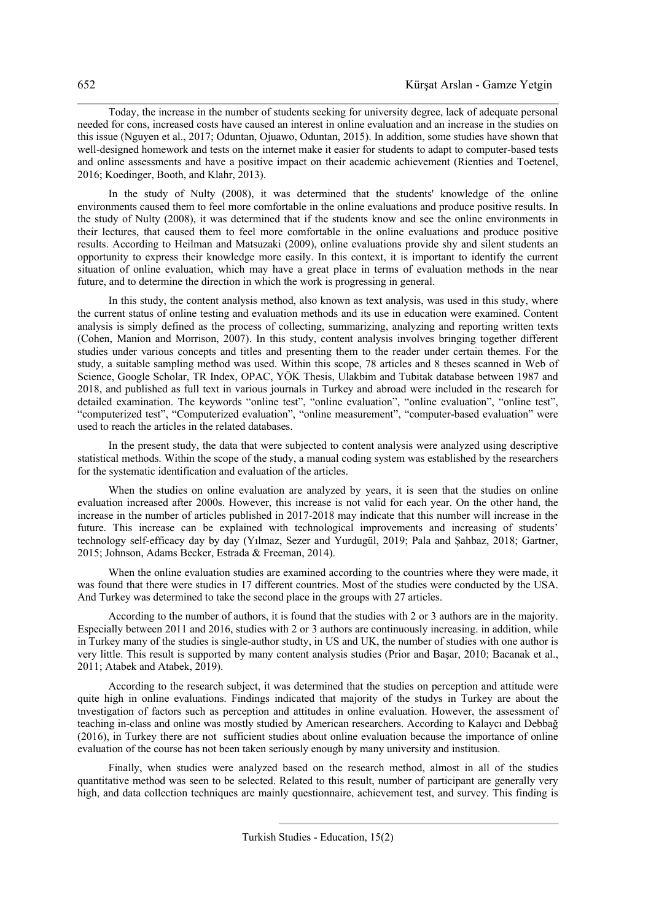Today, the increase in the number of students seeking for university degree, lack of adequate personal needed for cons, increased costs have caused an interest in online evaluation and an increase in the studies on this issue (Nguyen et al., 2017; Oduntan, Ojuawo, Oduntan, 2015). In addition, some studies have shown that well-designed homework and tests on the internet make it easier for students to adapt to computer-based tests and online assessments and have a positive impact on their academic achievement (Rienties and Toetenel, 2016; Koedinger, Booth, and Klahr, 2013).

In the study of Nulty (2008), it was determined that the students' knowledge of the online environments caused them to feel more comfortable in the online evaluations and produce positive results. In the study of Nulty (2008), it was determined that if the students know and see the online environments in their lectures, that caused them to feel more comfortable in the online evaluations and produce positive results. According to Heilman and Matsuzaki (2009), online evaluations provide shy and silent students an opportunity to express their knowledge more easily. In this context, it is important to identify the current situation of online evaluation, which may have a great place in terms of evaluation methods in the near future, and to determine the direction in which the work is progressing in general.

In this study, the content analysis method, also known as text analysis, was used in this study, where the current status of online testing and evaluation methods and its use in education were examined. Content analysis is simply defined as the process of collecting, summarizing, analyzing and reporting written texts (Cohen, Manion and Morrison, 2007). In this study, content analysis involves bringing together different studies under various concepts and titles and presenting them to the reader under certain themes. For the study, a suitable sampling method was used. Within this scope, 78 articles and 8 theses scanned in Web of Science, Google Scholar, TR Index, OPAC, YÖK Thesis, Ulakbim and Tubitak database between 1987 and 2018, and published as full text in various journals in Turkey and abroad were included in the research for detailed examination. The keywords "online test", "online evaluation", "online evaluation", "online test", "computerized test", "Computerized evaluation", "online measurement", "computer-based evaluation" were used to reach the articles in the related databases.

In the present study, the data that were subjected to content analysis were analyzed using descriptive statistical methods. Within the scope of the study, a manual coding system was established by the researchers for the systematic identification and evaluation of the articles.

When the studies on online evaluation are analyzed by years, it is seen that the studies on online evaluation increased after 2000s. However, this increase is not valid for each year. On the other hand, the increase in the number of articles published in 2017-2018 may indicate that this number will increase in the future. This increase can be explained with technological improvements and increasing of students' technology self-efficacy day by day (Yılmaz, Sezer and Yurdugül, 2019; Pala and Şahbaz, 2018; Gartner, 2015; Johnson, Adams Becker, Estrada & Freeman, 2014).

When the online evaluation studies are examined according to the countries where they were made, it was found that there were studies in 17 different countries. Most of the studies were conducted by the USA. And Turkey was determined to take the second place in the groups with 27 articles.

According to the number of authors, it is found that the studies with 2 or 3 authors are in the majority. Especially between 2011 and 2016, studies with 2 or 3 authors are continuously increasing. in addition, while in Turkey many of the studies is single-author studty, in US and UK, the number of studies with one author is very little. This result is supported by many content analysis studies (Prior and Başar, 2010; Bacanak et al., 2011; Atabek and Atabek, 2019).

According to the research subject, it was determined that the studies on perception and attitude were quite high in online evaluations. Findings indicated that majority of the studys in Turkey are about the tnvestigation of factors such as perception and attitudes in online evaluation. However, the assessment of teaching in-class and online was mostly studied by American researchers. According to Kalaycı and Debbağ (2016), in Turkey there are not sufficient studies about online evaluation because the importance of online evaluation of the course has not been taken seriously enough by many university and institusion.

Finally, when studies were analyzed based on the research method, almost in all of the studies quantitative method was seen to be selected. Related to this result, number of participant are generally very high, and data collection techniques are mainly questionnaire, achievement test, and survey. This finding is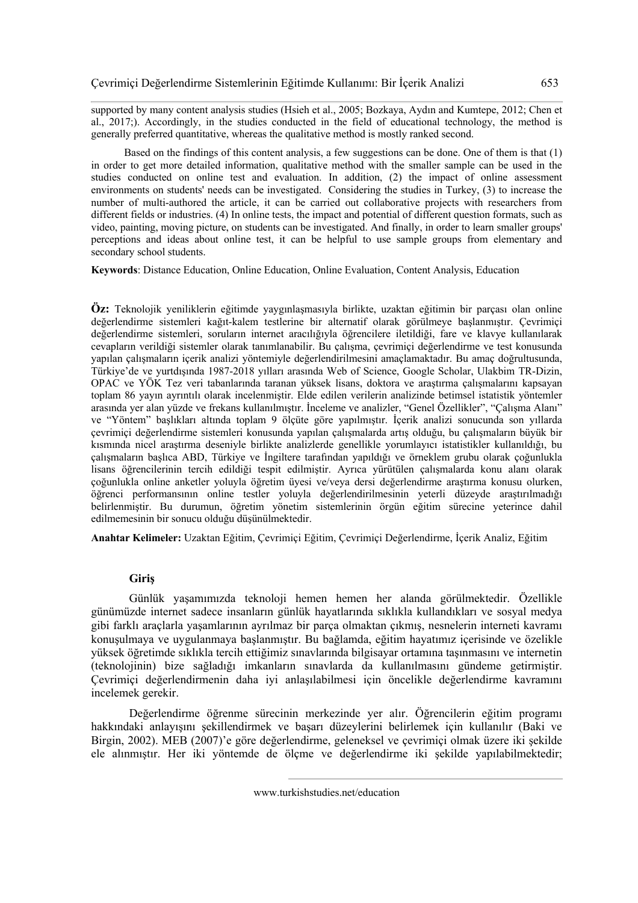supported by many content analysis studies (Hsieh et al., 2005; Bozkaya, Aydın and Kumtepe, 2012; Chen et al., 2017;). Accordingly, in the studies conducted in the field of educational technology, the method is generally preferred quantitative, whereas the qualitative method is mostly ranked second.

Based on the findings of this content analysis, a few suggestions can be done. One of them is that (1) in order to get more detailed information, qualitative method with the smaller sample can be used in the studies conducted on online test and evaluation. In addition, (2) the impact of online assessment environments on students' needs can be investigated. Considering the studies in Turkey, (3) to increase the number of multi-authored the article, it can be carried out collaborative projects with researchers from different fields or industries. (4) In online tests, the impact and potential of different question formats, such as video, painting, moving picture, on students can be investigated. And finally, in order to learn smaller groups' perceptions and ideas about online test, it can be helpful to use sample groups from elementary and secondary school students.

**Keywords**: Distance Education, Online Education, Online Evaluation, Content Analysis, Education

**Öz:** Teknolojik yeniliklerin eğitimde yaygınlaşmasıyla birlikte, uzaktan eğitimin bir parçası olan online değerlendirme sistemleri kağıt-kalem testlerine bir alternatif olarak görülmeye başlanmıştır. Çevrimiçi değerlendirme sistemleri, soruların internet aracılığıyla öğrencilere iletildiği, fare ve klavye kullanılarak cevapların verildiği sistemler olarak tanımlanabilir. Bu çalışma, çevrimiçi değerlendirme ve test konusunda yapılan çalışmaların içerik analizi yöntemiyle değerlendirilmesini amaçlamaktadır. Bu amaç doğrultusunda, Türkiye'de ve yurtdışında 1987-2018 yılları arasında Web of Science, Google Scholar, Ulakbim TR-Dizin, OPAC ve YÖK Tez veri tabanlarında taranan yüksek lisans, doktora ve araştırma çalışmalarını kapsayan toplam 86 yayın ayrıntılı olarak incelenmiştir. Elde edilen verilerin analizinde betimsel istatistik yöntemler arasında yer alan yüzde ve frekans kullanılmıştır. İnceleme ve analizler, "Genel Özellikler", "Çalışma Alanı" ve "Yöntem" başlıkları altında toplam 9 ölçüte göre yapılmıştır. İçerik analizi sonucunda son yıllarda çevrimiçi değerlendirme sistemleri konusunda yapılan çalışmalarda artış olduğu, bu çalışmaların büyük bir kısmında nicel araştırma deseniyle birlikte analizlerde genellikle yorumlayıcı istatistikler kullanıldığı, bu çalışmaların başlıca ABD, Türkiye ve İngiltere tarafından yapıldığı ve örneklem grubu olarak çoğunlukla lisans öğrencilerinin tercih edildiği tespit edilmiştir. Ayrıca yürütülen çalışmalarda konu alanı olarak çoğunlukla online anketler yoluyla öğretim üyesi ve/veya dersi değerlendirme araştırma konusu olurken, öğrenci performansının online testler yoluyla değerlendirilmesinin yeterli düzeyde araştırılmadığı belirlenmiştir. Bu durumun, öğretim yönetim sistemlerinin örgün eğitim sürecine yeterince dahil edilmemesinin bir sonucu olduğu düşünülmektedir.

**Anahtar Kelimeler:** Uzaktan Eğitim, Çevrimiçi Eğitim, Çevrimiçi Değerlendirme, İçerik Analiz, Eğitim

## Giriş

Günlük yaşamımızda teknoloji hemen hemen her alanda görülmektedir. Özellikle günümüzde internet sadece insanların günlük hayatlarında sıklıkla kullandıkları ve sosyal medya gibi farklı araçlarla yaşamlarının ayrılmaz bir parça olmaktan çıkmış, nesnelerin interneti kavramı konuşulmaya ve uygulanmaya başlanmıştır. Bu bağlamda, eğitim hayatımız içerisinde ve özelikle yüksek öğretimde sıklıkla tercih ettiğimiz sınavlarında bilgisayar ortamına taşınmasını ve internetin (teknolojinin) bize sağladığı imkanların sınavlarda da kullanılmasını gündeme getirmiştir. Çevrimiçi değerlendirmenin daha iyi anlaşılabilmesi için öncelikle değerlendirme kavramını incelemek gerekir.

Değerlendirme öğrenme sürecinin merkezinde yer alır. Öğrencilerin eğitim programı hakkındaki anlayışını şekillendirmek ve başarı düzeylerini belirlemek için kullanılır (Baki ve Birgin, 2002). MEB (2007)'e göre değerlendirme, geleneksel ve çevrimiçi olmak üzere iki şekilde ele alınmıştır. Her iki yöntemde de ölçme ve değerlendirme iki şekilde yapılabilmektedir;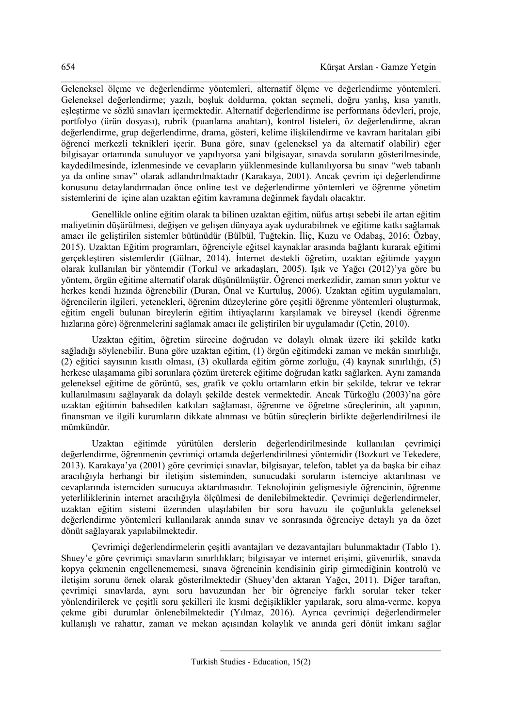Geleneksel ölçme ve değerlendirme yöntemleri, alternatif ölçme ve değerlendirme yöntemleri. Geleneksel değerlendirme; yazılı, boşluk doldurma, çoktan seçmeli, doğru yanlış, kısa yanıtlı, eşleştirme ve sözlü sınavları içermektedir. Alternatif değerlendirme ise performans ödevleri, proje, portfolyo (ürün dosyası), rubrik (puanlama anahtarı), kontrol listeleri, öz değerlendirme, akran değerlendirme, grup değerlendirme, drama, gösteri, kelime ilişkilendirme ve kavram haritaları gibi öğrenci merkezli teknikleri içerir. Buna göre, sınav (geleneksel ya da alternatif olabilir) eğer bilgisayar ortamında sunuluyor ve yapılıyorsa yani bilgisayar, sınavda soruların gösterilmesinde, kaydedilmesinde, izlenmesinde ve cevapların yüklenmesinde kullanılıyorsa bu sınav "web tabanlı ya da online sınav" olarak adlandırılmaktadır (Karakaya, 2001). Ancak çevrim içi değerlendirme konusunu detaylandırmadan önce online test ve değerlendirme yöntemleri ve öğrenme yönetim sistemlerini de içine alan uzaktan eğitim kavramına değinmek faydalı olacaktır.

Genellikle online eğitim olarak ta bilinen uzaktan eğitim, nüfus artışı sebebi ile artan eğitim maliyetinin düşürülmesi, değişen ve gelişen dünyaya ayak uydurabilmek ve eğitime katkı sağlamak amacı ile geliştirilen sistemler bütünüdür (Bülbül, Tuğtekin, İliç, Kuzu ve Odabaş, 2016; Özbay, 2015). Uzaktan Eğitim programları, öğrenciyle eğitsel kaynaklar arasında bağlantı kurarak eğitimi gerçekleştiren sistemlerdir (Gülnar, 2014). İnternet destekli öğretim, uzaktan eğitimde yaygın olarak kullanılan bir yöntemdir (Torkul ve arkadaşları, 2005). Işık ve Yağcı (2012)'ya göre bu yöntem, örgün eğitime alternatif olarak düşünülmüştür. Öğrenci merkezlidir, zaman sınırı yoktur ve herkes kendi hızında öğrenebilir (Duran, Önal ve Kurtuluş, 2006). Uzaktan eğitim uygulamaları, öğrencilerin ilgileri, yetenekleri, öğrenim düzeylerine göre çeşitli öğrenme yöntemleri oluşturmak, eğitim engeli bulunan bireylerin eğitim ihtiyaçlarını karşılamak ve bireysel (kendi öğrenme hızlarına göre) öğrenmelerini sağlamak amacı ile geliştirilen bir uygulamadır (Çetin, 2010).

Uzaktan eğitim, öğretim sürecine doğrudan ve dolaylı olmak üzere iki şekilde katkı sağladığı söylenebilir. Buna göre uzaktan eğitim, (1) örgün eğitimdeki zaman ve mekân sınırlılığı, (2) eğitici sayısının kısıtlı olması, (3) okullarda eğitim görme zorluğu, (4) kaynak sınırlılığı, (5) herkese ulaşamama gibi sorunlara çözüm üreterek eğitime doğrudan katkı sağlarken. Aynı zamanda geleneksel eğitime de görüntü, ses, grafik ve çoklu ortamların etkin bir şekilde, tekrar ve tekrar kullanılmasını sağlayarak da dolaylı şekilde destek vermektedir. Ancak Türkoğlu (2003)'na göre uzaktan eğitimin bahsedilen katkıları sağlaması, öğrenme ve öğretme süreçlerinin, alt yapının, finansman ve ilgili kurumların dikkate alınması ve bütün süreçlerin birlikte değerlendirilmesi ile mümkündür.

Uzaktan eğitimde yürütülen derslerin değerlendirilmesinde kullanılan çevrimiçi değerlendirme, öğrenmenin çevrimiçi ortamda değerlendirilmesi yöntemidir (Bozkurt ve Tekedere, 2013). Karakaya'ya (2001) göre çevrimiçi sınavlar, bilgisayar, telefon, tablet ya da başka bir cihaz aracılığıyla herhangi bir iletişim sisteminden, sunucudaki soruların istemciye aktarılması ve cevaplarında istemciden sunucuya aktarılmasıdır. Teknolojinin gelişmesiyle öğrencinin, öğrenme yeterliliklerinin internet aracılığıyla ölçülmesi de denilebilmektedir. Çevrimiçi değerlendirmeler, uzaktan eğitim sistemi üzerinden ulaşılabilen bir soru havuzu ile çoğunlukla geleneksel değerlendirme yöntemleri kullanılarak anında sınav ve sonrasında öğrenciye detaylı ya da özet dönüt sağlayarak yapılabilmektedir.

Çevrimiçi değerlendirmelerin çeşitli avantajları ve dezavantajları bulunmaktadır (Tablo 1). Shuey'e göre çevrimiçi sınavların sınırlılıkları; bilgisayar ve internet erişimi, güvenirlik, sınavda kopya çekmenin engellenememesi, sınava öğrencinin kendisinin girip girmediğinin kontrolü ve iletişim sorunu örnek olarak gösterilmektedir (Shuey'den aktaran Yağcı, 2011). Diğer taraftan, çevrimiçi sınavlarda, aynı soru havuzundan her bir öğrenciye farklı sorular teker teker yönlendirilerek ve çeşitli soru şekilleri ile kısmi değişiklikler yapılarak, soru alma-verme, kopya çekme gibi durumlar önlenebilmektedir (Yılmaz, 2016). Ayrıca çevrimiçi değerlendirmeler kullanışlı ve rahattır, zaman ve mekan açısından kolaylık ve anında geri dönüt imkanı sağlar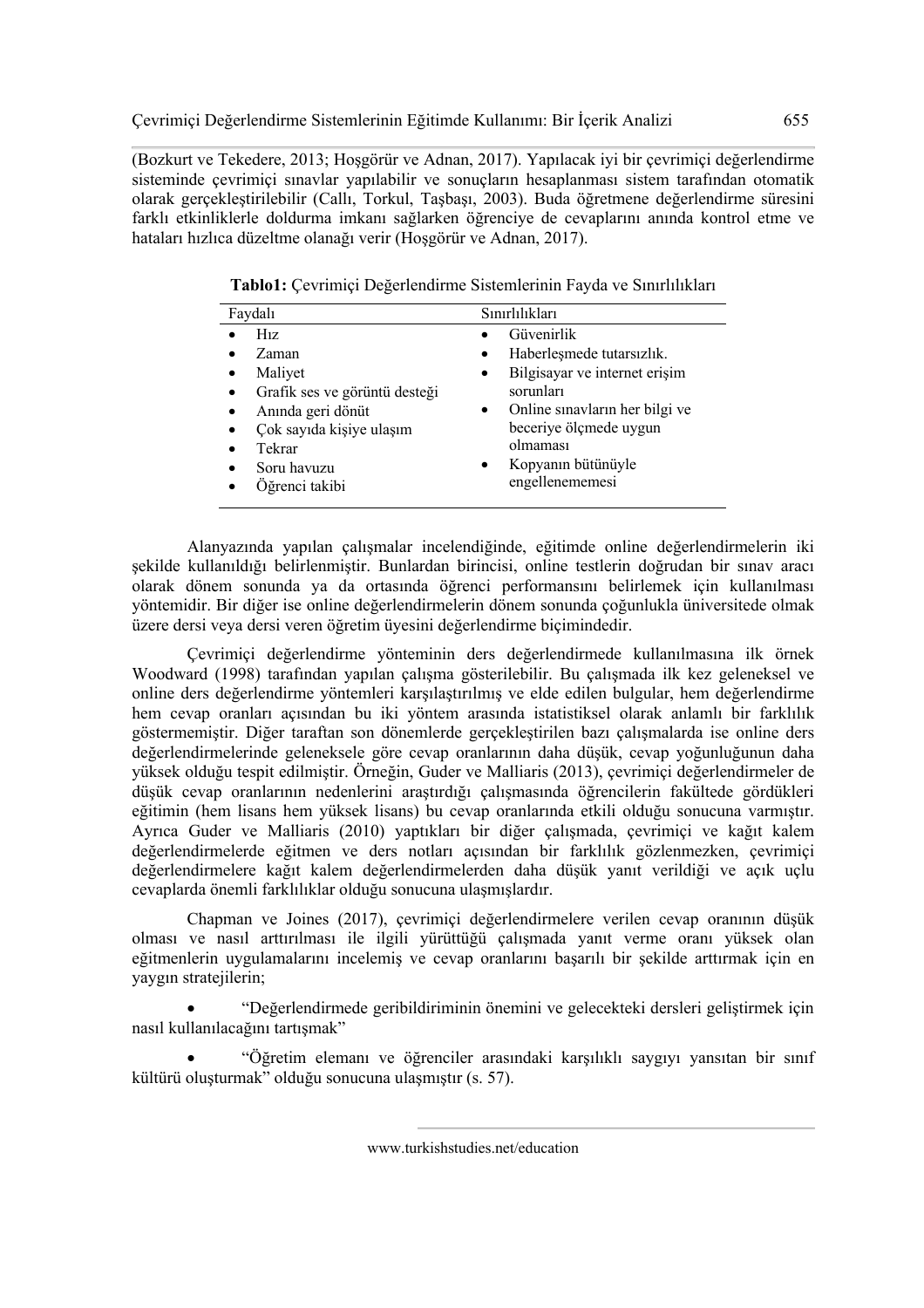(Bozkurt ve Tekedere, 2013; Hoşgörür ve Adnan, 2017). Yapılacak iyi bir çevrimiçi değerlendirme sisteminde çevrimiçi sınavlar yapılabilir ve sonuçların hesaplanması sistem tarafından otomatik olarak gerçekleştirilebilir (Callı, Torkul, Taşbaşı, 2003). Buda öğretmene değerlendirme süresini farklı etkinliklerle doldurma imkanı sağlarken öğrenciye de cevaplarını anında kontrol etme ve hataları hızlıca düzeltme olanağı verir (Hoşgörür ve Adnan, 2017).

**Tablo1:** Çevrimiçi Değerlendirme Sistemlerinin Fayda ve Sınırlılıkları

| Faydalı | Sınırlılıkları |
|---|---|
| • Hız<br>• Zaman<br>• Maliyet<br>• Grafik ses ve görüntü desteği<br>• Anında geri dönüt<br>• Çok sayıda kişiye ulaşım<br>• Tekrar<br>• Soru havuzu<br>• Öğrenci takibi | • Güvenirlik<br>• Haberleşmede tutarsızlık.<br>• Bilgisayar ve internet erişim sorunları<br>• Online sınavların her bilgi ve beceriye ölçmede uygun olmaması<br>• Kopyanın bütünüyle engellenememesi |

Alanyazında yapılan çalışmalar incelendiğinde, eğitimde online değerlendirmelerin iki şekilde kullanıldığı belirlenmiştir. Bunlardan birincisi, online testlerin doğrudan bir sınav aracı olarak dönem sonunda ya da ortasında öğrenci performansını belirlemek için kullanılması yöntemidir. Bir diğer ise online değerlendirmelerin dönem sonunda çoğunlukla üniversitede olmak üzere dersi veya dersi veren öğretim üyesini değerlendirme biçimindedir.

Çevrimiçi değerlendirme yönteminin ders değerlendirmede kullanılmasına ilk örnek Woodward (1998) tarafından yapılan çalışma gösterilebilir. Bu çalışmada ilk kez geleneksel ve online ders değerlendirme yöntemleri karşılaştırılmış ve elde edilen bulgular, hem değerlendirme hem cevap oranları açısından bu iki yöntem arasında istatistiksel olarak anlamlı bir farklılık göstermemiştir. Diğer taraftan son dönemlerde gerçekleştirilen bazı çalışmalarda ise online ders değerlendirmelerinde geleneksele göre cevap oranlarının daha düşük, cevap yoğunluğunun daha yüksek olduğu tespit edilmiştir. Örneğin, Guder ve Malliaris (2013), çevrimiçi değerlendirmeler de düşük cevap oranlarının nedenlerini araştırdığı çalışmasında öğrencilerin fakültede gördükleri eğitimin (hem lisans hem yüksek lisans) bu cevap oranlarında etkili olduğu sonucuna varmıştır. Ayrıca Guder ve Malliaris (2010) yaptıkları bir diğer çalışmada, çevrimiçi ve kağıt kalem değerlendirmelerde eğitmen ve ders notları açısından bir farklılık gözlenmezken, çevrimiçi değerlendirmelere kağıt kalem değerlendirmelerden daha düşük yanıt verildiği ve açık uçlu cevaplarda önemli farklılıklar olduğu sonucuna ulaşmışlardır.

Chapman ve Joines (2017), çevrimiçi değerlendirmelere verilen cevap oranının düşük olması ve nasıl arttırılması ile ilgili yürüttüğü çalışmada yanıt verme oranı yüksek olan eğitmenlerin uygulamalarını incelemiş ve cevap oranlarını başarılı bir şekilde arttırmak için en yaygın stratejilerin;

- "Değerlendirmede geribildiriminin önemini ve gelecekteki dersleri geliştirmek için nasıl kullanılacağını tartışmak"
- "Öğretim elemanı ve öğrenciler arasındaki karşılıklı saygıyı yansıtan bir sınıf kültürü oluşturmak" olduğu sonucuna ulaşmıştır (s. 57).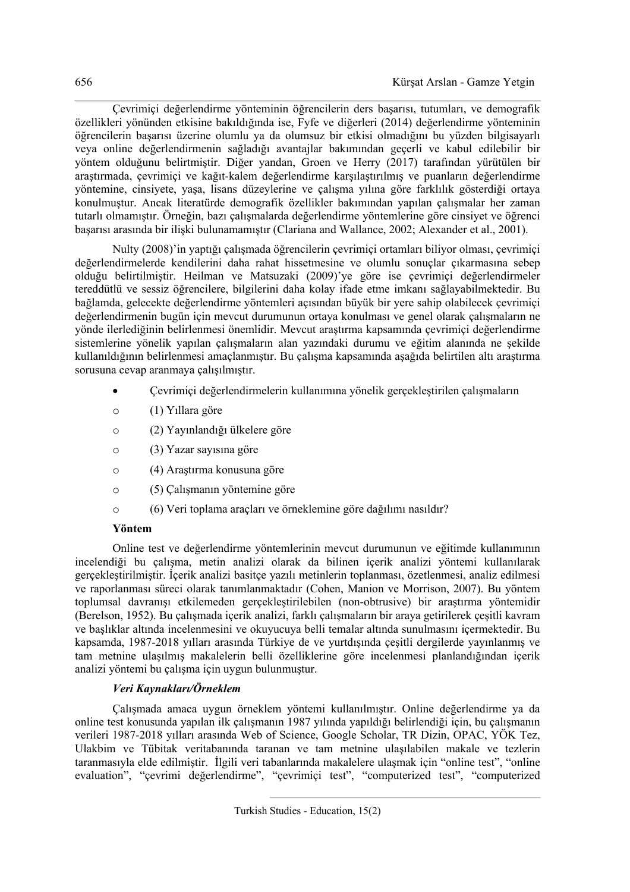Çevrimiçi değerlendirme yönteminin öğrencilerin ders başarısı, tutumları, ve demografik özellikleri yönünden etkisine bakıldığında ise, Fyfe ve diğerleri (2014) değerlendirme yönteminin öğrencilerin başarısı üzerine olumlu ya da olumsuz bir etkisi olmadığını bu yüzden bilgisayarlı veya online değerlendirmenin sağladığı avantajlar bakımından geçerli ve kabul edilebilir bir yöntem olduğunu belirtmiştir. Diğer yandan, Groen ve Herry (2017) tarafından yürütülen bir araştırmada, çevrimiçi ve kağıt-kalem değerlendirme karşılaştırılmış ve puanların değerlendirme yöntemine, cinsiyete, yaşa, lisans düzeylerine ve çalışma yılına göre farklılık gösterdiği ortaya konulmuştur. Ancak literatürde demografik özellikler bakımından yapılan çalışmalar her zaman tutarlı olmamıştır. Örneğin, bazı çalışmalarda değerlendirme yöntemlerine göre cinsiyet ve öğrenci başarısı arasında bir ilişki bulunamamıştır (Clariana and Wallance, 2002; Alexander et al., 2001).

Nulty (2008)'in yaptığı çalışmada öğrencilerin çevrimiçi ortamları biliyor olması, çevrimiçi değerlendirmelerde kendilerini daha rahat hissetmesine ve olumlu sonuçlar çıkarmasına sebep olduğu belirtilmiştir. Heilman ve Matsuzaki (2009)'ye göre ise çevrimiçi değerlendirmeler tereddütlü ve sessiz öğrencilere, bilgilerini daha kolay ifade etme imkanı sağlayabilmektedir. Bu bağlamda, gelecekte değerlendirme yöntemleri açısından büyük bir yere sahip olabilecek çevrimiçi değerlendirmenin bugün için mevcut durumunun ortaya konulması ve genel olarak çalışmaların ne yönde ilerlediğinin belirlenmesi önemlidir. Mevcut araştırma kapsamında çevrimiçi değerlendirme sistemlerine yönelik yapılan çalışmaların alan yazındaki durumu ve eğitim alanında ne şekilde kullanıldığının belirlenmesi amaçlanmıştır. Bu çalışma kapsamında aşağıda belirtilen altı araştırma sorusuna cevap aranmaya çalışılmıştır.

- Çevrimiçi değerlendirmelerin kullanımına yönelik gerçekleştirilen çalışmaların
  - (1) Yıllara göre
  - (2) Yayınlandığı ülkelere göre
  - (3) Yazar sayısına göre
  - (4) Araştırma konusuna göre
  - (5) Çalışmanın yöntemine göre
  - (6) Veri toplama araçları ve örneklemine göre dağılımı nasıldır?

**Yöntem**

Online test ve değerlendirme yöntemlerinin mevcut durumunun ve eğitimde kullanımının incelendiği bu çalışma, metin analizi olarak da bilinen içerik analizi yöntemi kullanılarak gerçekleştirilmiştir. İçerik analizi basitçe yazılı metinlerin toplanması, özetlenmesi, analiz edilmesi ve raporlanması süreci olarak tanımlanmaktadır (Cohen, Manion ve Morrison, 2007). Bu yöntem toplumsal davranışı etkilemeden gerçekleştirilebilen (non-obtrusive) bir araştırma yöntemidir (Berelson, 1952). Bu çalışmada içerik analizi, farklı çalışmaların bir araya getirilerek çeşitli kavram ve başlıklar altında incelenmesini ve okuyucuya belli temalar altında sunulmasını içermektedir. Bu kapsamda, 1987-2018 yılları arasında Türkiye de ve yurtdışında çeşitli dergilerde yayınlanmış ve tam metnine ulaşılmış makalelerin belli özelliklerine göre incelenmesi planlandığından içerik analizi yöntemi bu çalışma için uygun bulunmuştur.

***Veri Kaynakları/Örneklem***

Çalışmada amaca uygun örneklem yöntemi kullanılmıştır. Online değerlendirme ya da online test konusunda yapılan ilk çalışmanın 1987 yılında yapıldığı belirlendiği için, bu çalışmanın verileri 1987-2018 yılları arasında Web of Science, Google Scholar, TR Dizin, OPAC, YÖK Tez, Ulakbim ve Tübitak veritabanında taranan ve tam metnine ulaşılabilen makale ve tezlerin taranmasıyla elde edilmiştir. İlgili veri tabanlarında makalelere ulaşmak için "online test", "online evaluation", "çevrimi değerlendirme", "çevrimiçi test", "computerized test", "computerized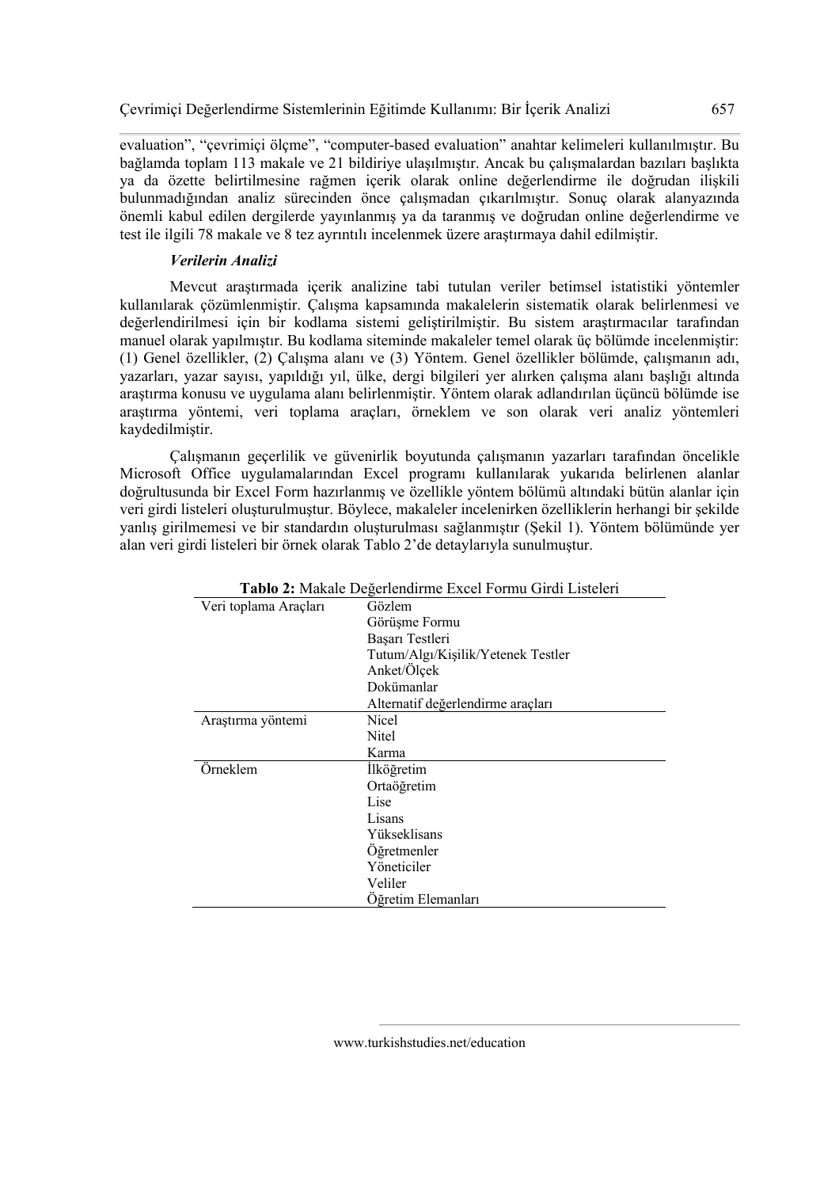evaluation", "çevrimiçi ölçme", "computer-based evaluation" anahtar kelimeleri kullanılmıştır. Bu bağlamda toplam 113 makale ve 21 bildiriye ulaşılmıştır. Ancak bu çalışmalardan bazıları başlıkta ya da özette belirtilmesine rağmen içerik olarak online değerlendirme ile doğrudan ilişkili bulunmadığından analiz sürecinden önce çalışmadan çıkarılmıştır. Sonuç olarak alanyazında önemli kabul edilen dergilerde yayınlanmış ya da taranmış ve doğrudan online değerlendirme ve test ile ilgili 78 makale ve 8 tez ayrıntılı incelenmek üzere araştırmaya dahil edilmiştir.

### *Verilerin Analizi*

Mevcut araştırmada içerik analizine tabi tutulan veriler betimsel istatistiki yöntemler kullanılarak çözümlenmiştir. Çalışma kapsamında makalelerin sistematik olarak belirlenmesi ve değerlendirilmesi için bir kodlama sistemi geliştirilmiştir. Bu sistem araştırmacılar tarafından manuel olarak yapılmıştır. Bu kodlama siteminde makaleler temel olarak üç bölümde incelenmiştir: (1) Genel özellikler, (2) Çalışma alanı ve (3) Yöntem. Genel özellikler bölümde, çalışmanın adı, yazarları, yazar sayısı, yapıldığı yıl, ülke, dergi bilgileri yer alırken çalışma alanı başlığı altında araştırma konusu ve uygulama alanı belirlenmiştir. Yöntem olarak adlandırılan üçüncü bölümde ise araştırma yöntemi, veri toplama araçları, örneklem ve son olarak veri analiz yöntemleri kaydedilmiştir.

Çalışmanın geçerlilik ve güvenirlik boyutunda çalışmanın yazarları tarafından öncelikle Microsoft Office uygulamalarından Excel programı kullanılarak yukarıda belirlenen alanlar doğrultusunda bir Excel Form hazırlanmış ve özellikle yöntem bölümü altındaki bütün alanlar için veri girdi listeleri oluşturulmuştur. Böylece, makaleler incelenirken özelliklerin herhangi bir şekilde yanlış girilmemesi ve bir standardın oluşturulması sağlanmıştır (Şekil 1). Yöntem bölümünde yer alan veri girdi listeleri bir örnek olarak Tablo 2'de detaylarıyla sunulmuştur.

**Tablo 2:** Makale Değerlendirme Excel Formu Girdi Listeleri

| | |
|---|---|
| Veri toplama Araçları | Gözlem |
| | Görüşme Formu |
| | Başarı Testleri |
| | Tutum/Algı/Kişilik/Yetenek Testler |
| | Anket/Ölçek |
| | Dokümanlar |
| | Alternatif değerlendirme araçları |
| Araştırma yöntemi | Nicel |
| | Nitel |
| | Karma |
| Örneklem | İlköğretim |
| | Ortaöğretim |
| | Lise |
| | Lisans |
| | Yükseklisans |
| | Öğretmenler |
| | Yöneticiler |
| | Veliler |
| | Öğretim Elemanları |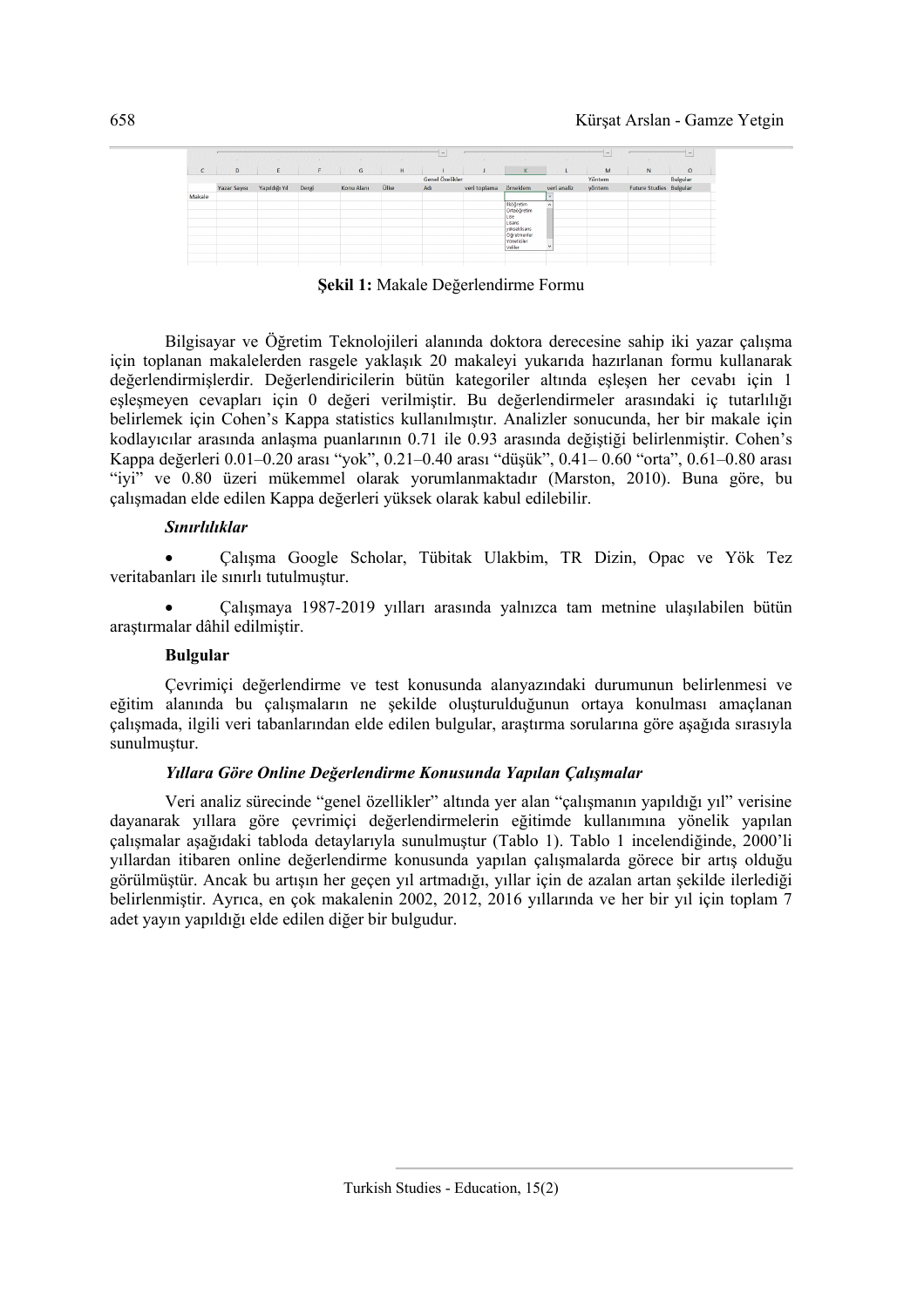**Şekil 1:** Makale Değerlendirme Formu

Bilgisayar ve Öğretim Teknolojileri alanında doktora derecesine sahip iki yazar çalışma için toplanan makalelerden rasgele yaklaşık 20 makaleyi yukarıda hazırlanan formu kullanarak değerlendirmişlerdir. Değerlendiricilerin bütün kategoriler altında eşleşen her cevabı için 1 eşleşmeyen cevapları için 0 değeri verilmiştir. Bu değerlendirmeler arasındaki iç tutarlılığı belirlemek için Cohen's Kappa statistics kullanılmıştır. Analizler sonucunda, her bir makale için kodlayıcılar arasında anlaşma puanlarının 0.71 ile 0.93 arasında değiştiği belirlenmiştir. Cohen's Kappa değerleri 0.01–0.20 arası "yok", 0.21–0.40 arası "düşük", 0.41– 0.60 "orta", 0.61–0.80 arası "iyi" ve 0.80 üzeri mükemmel olarak yorumlanmaktadır (Marston, 2010). Buna göre, bu çalışmadan elde edilen Kappa değerleri yüksek olarak kabul edilebilir.

***Sınırlılıklar***

- Çalışma Google Scholar, Tübitak Ulakbim, TR Dizin, Opac ve Yök Tez veritabanları ile sınırlı tutulmuştur.
- Çalışmaya 1987-2019 yılları arasında yalnızca tam metnine ulaşılabilen bütün araştırmalar dâhil edilmiştir.

**Bulgular**

Çevrimiçi değerlendirme ve test konusunda alanyazındaki durumunun belirlenmesi ve eğitim alanında bu çalışmaların ne şekilde oluşturulduğunun ortaya konulması amaçlanan çalışmada, ilgili veri tabanlarından elde edilen bulgular, araştırma sorularına göre aşağıda sırasıyla sunulmuştur.

***Yıllara Göre Online Değerlendirme Konusunda Yapılan Çalışmalar***

Veri analiz sürecinde "genel özellikler" altında yer alan "çalışmanın yapıldığı yıl" verisine dayanarak yıllara göre çevrimiçi değerlendirmelerin eğitimde kullanımına yönelik yapılan çalışmalar aşağıdaki tabloda detaylarıyla sunulmuştur (Tablo 1). Tablo 1 incelendiğinde, 2000'li yıllardan itibaren online değerlendirme konusunda yapılan çalışmalarda görece bir artış olduğu görülmüştür. Ancak bu artışın her geçen yıl artmadığı, yıllar için de azalan artan şekilde ilerlediği belirlenmiştir. Ayrıca, en çok makalenin 2002, 2012, 2016 yıllarında ve her bir yıl için toplam 7 adet yayın yapıldığı elde edilen diğer bir bulgudur.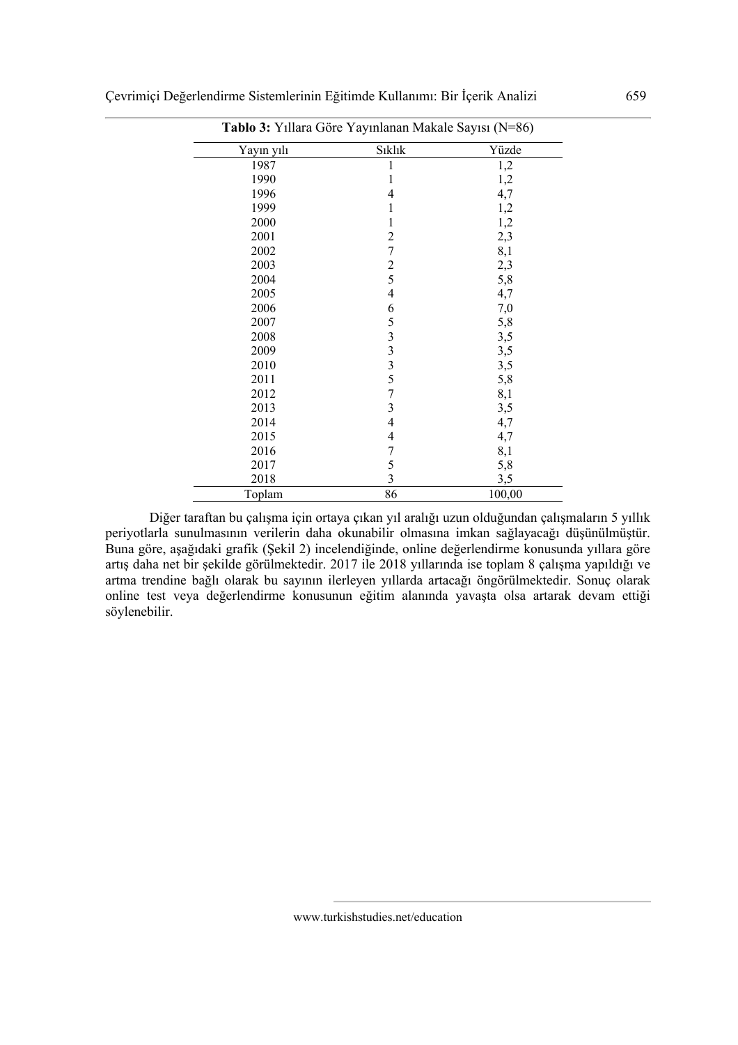**Tablo 3:** Yıllara Göre Yayınlanan Makale Sayısı (N=86)

| Yayın yılı | Sıklık | Yüzde |
|---|---|---|
| 1987 | 1 | 1,2 |
| 1990 | 1 | 1,2 |
| 1996 | 4 | 4,7 |
| 1999 | 1 | 1,2 |
| 2000 | 1 | 1,2 |
| 2001 | 2 | 2,3 |
| 2002 | 7 | 8,1 |
| 2003 | 2 | 2,3 |
| 2004 | 5 | 5,8 |
| 2005 | 4 | 4,7 |
| 2006 | 6 | 7,0 |
| 2007 | 5 | 5,8 |
| 2008 | 3 | 3,5 |
| 2009 | 3 | 3,5 |
| 2010 | 3 | 3,5 |
| 2011 | 5 | 5,8 |
| 2012 | 7 | 8,1 |
| 2013 | 3 | 3,5 |
| 2014 | 4 | 4,7 |
| 2015 | 4 | 4,7 |
| 2016 | 7 | 8,1 |
| 2017 | 5 | 5,8 |
| 2018 | 3 | 3,5 |
| Toplam | 86 | 100,00 |

Diğer taraftan bu çalışma için ortaya çıkan yıl aralığı uzun olduğundan çalışmaların 5 yıllık periyotlarla sunulmasının verilerin daha okunabilir olmasına imkan sağlayacağı düşünülmüştür. Buna göre, aşağıdaki grafik (Şekil 2) incelendiğinde, online değerlendirme konusunda yıllara göre artış daha net bir şekilde görülmektedir. 2017 ile 2018 yıllarında ise toplam 8 çalışma yapıldığı ve artma trendine bağlı olarak bu sayının ilerleyen yıllarda artacağı öngörülmektedir. Sonuç olarak online test veya değerlendirme konusunun eğitim alanında yavaşta olsa artarak devam ettiği söylenebilir.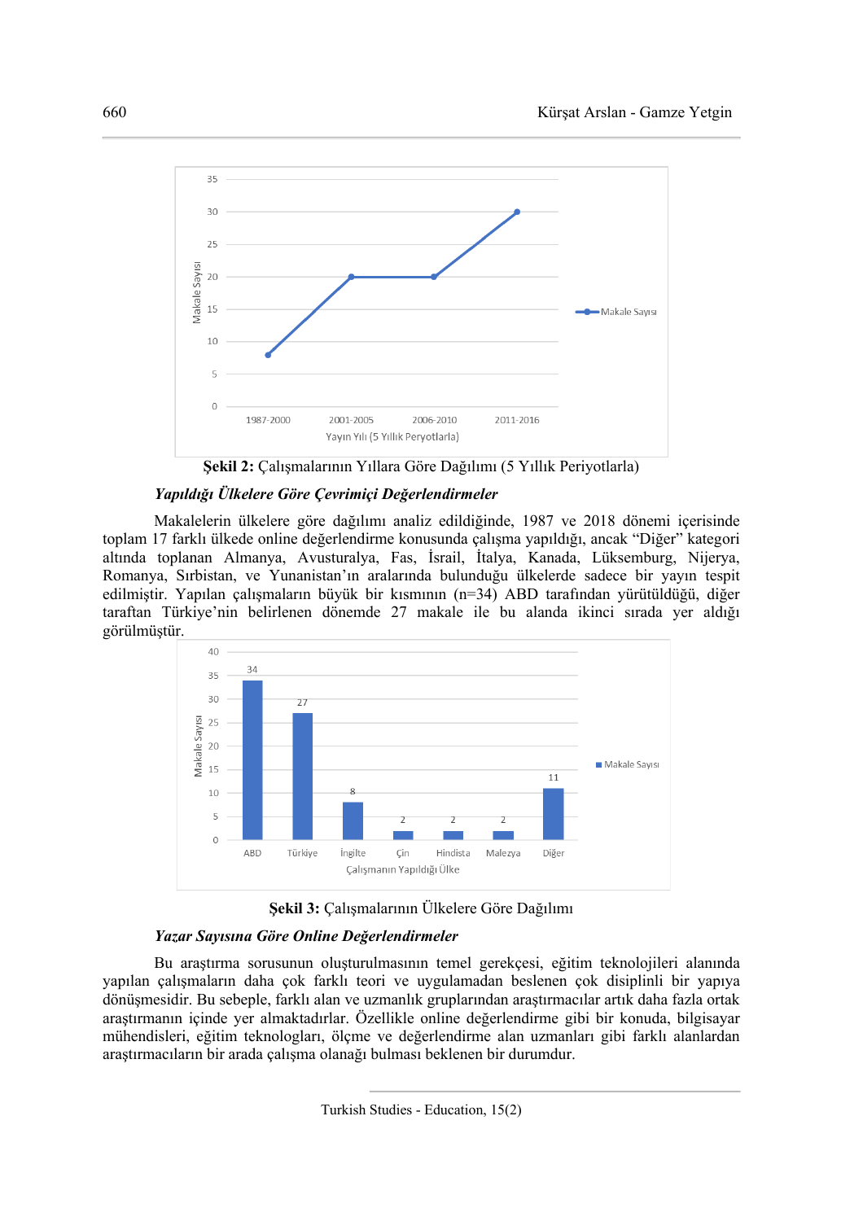**Şekil 2:** Çalışmalarının Yıllara Göre Dağılımı (5 Yıllık Periyotlarla)

***Yapıldığı Ülkelere Göre Çevrimiçi Değerlendirmeler***

Makalelerin ülkelere göre dağılımı analiz edildiğinde, 1987 ve 2018 dönemi içerisinde toplam 17 farklı ülkede online değerlendirme konusunda çalışma yapıldığı, ancak "Diğer" kategori altında toplanan Almanya, Avusturalya, Fas, İsrail, İtalya, Kanada, Lüksemburg, Nijerya, Romanya, Sırbistan, ve Yunanistan'ın aralarında bulunduğu ülkelerde sadece bir yayın tespit edilmiştir. Yapılan çalışmaların büyük bir kısmının (n=34) ABD tarafından yürütüldüğü, diğer taraftan Türkiye'nin belirlenen dönemde 27 makale ile bu alanda ikinci sırada yer aldığı görülmüştür.

**Şekil 3:** Çalışmalarının Ülkelere Göre Dağılımı

***Yazar Sayısına Göre Online Değerlendirmeler***

Bu araştırma sorusunun oluşturulmasının temel gerekçesi, eğitim teknolojileri alanında yapılan çalışmaların daha çok farklı teori ve uygulamadan beslenen çok disiplinli bir yapıya dönüşmesidir. Bu sebeple, farklı alan ve uzmanlık gruplarından araştırmacılar artık daha fazla ortak araştırmanın içinde yer almaktadırlar. Özellikle online değerlendirme gibi bir konuda, bilgisayar mühendisleri, eğitim teknologları, ölçme ve değerlendirme alan uzmanları gibi farklı alanlardan araştırmacıların bir arada çalışma olanağı bulması beklenen bir durumdur.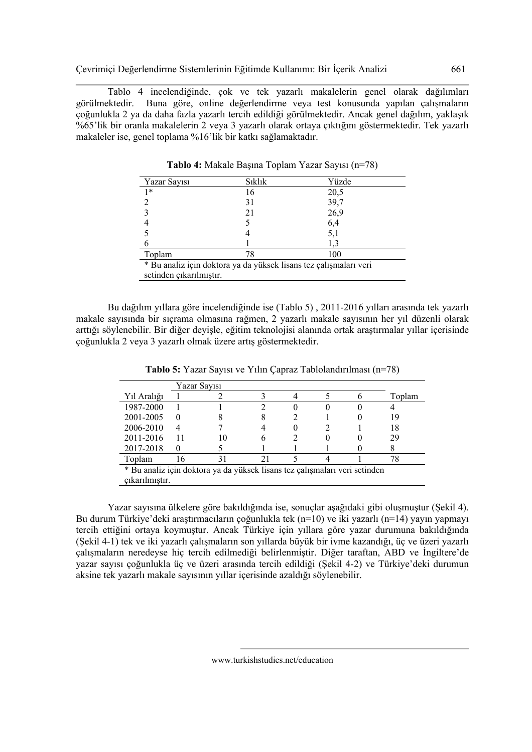Tablo 4 incelendiğinde, çok ve tek yazarlı makalelerin genel olarak dağılımları görülmektedir. Buna göre, online değerlendirme veya test konusunda yapılan çalışmaların çoğunlukla 2 ya da daha fazla yazarlı tercih edildiği görülmektedir. Ancak genel dağılım, yaklaşık %65'lik bir oranla makalelerin 2 veya 3 yazarlı olarak ortaya çıktığını göstermektedir. Tek yazarlı makaleler ise, genel toplama %16'lik bir katkı sağlamaktadır.

**Tablo 4:** Makale Başına Toplam Yazar Sayısı (n=78)

| Yazar Sayısı | Sıklık | Yüzde |
|---|---|---|
| 1* | 16 | 20,5 |
| 2 | 31 | 39,7 |
| 3 | 21 | 26,9 |
| 4 | 5 | 6,4 |
| 5 | 4 | 5,1 |
| 6 | 1 | 1,3 |
| Toplam | 78 | 100 |

\* Bu analiz için doktora ya da yüksek lisans tez çalışmaları veri setinden çıkarılmıştır.

Bu dağılım yıllara göre incelendiğinde ise (Tablo 5) , 2011-2016 yılları arasında tek yazarlı makale sayısında bir sıçrama olmasına rağmen, 2 yazarlı makale sayısının her yıl düzenli olarak arttığı söylenebilir. Bir diğer deyişle, eğitim teknolojisi alanında ortak araştırmalar yıllar içerisinde çoğunlukla 2 veya 3 yazarlı olmak üzere artış göstermektedir.

**Tablo 5:** Yazar Sayısı ve Yılın Çapraz Tablolandırılması (n=78)

| | Yazar Sayısı | | | | | | |
|---|---|---|---|---|---|---|---|
| Yıl Aralığı | 1 | 2 | 3 | 4 | 5 | 6 | Toplam |
| 1987-2000 | 1 | 1 | 2 | 0 | 0 | 0 | 4 |
| 2001-2005 | 0 | 8 | 8 | 2 | 1 | 0 | 19 |
| 2006-2010 | 4 | 7 | 4 | 0 | 2 | 1 | 18 |
| 2011-2016 | 11 | 10 | 6 | 2 | 0 | 0 | 29 |
| 2017-2018 | 0 | 5 | 1 | 1 | 1 | 0 | 8 |
| Toplam | 16 | 31 | 21 | 5 | 4 | 1 | 78 |

\* Bu analiz için doktora ya da yüksek lisans tez çalışmaları veri setinden çıkarılmıştır.

Yazar sayısına ülkelere göre bakıldığında ise, sonuçlar aşağıdaki gibi oluşmuştur (Şekil 4). Bu durum Türkiye'deki araştırmacıların çoğunlukla tek (n=10) ve iki yazarlı (n=14) yayın yapmayı tercih ettiğini ortaya koymuştur. Ancak Türkiye için yıllara göre yazar durumuna bakıldığında (Şekil 4-1) tek ve iki yazarlı çalışmaların son yıllarda büyük bir ivme kazandığı, üç ve üzeri yazarlı çalışmaların neredeyse hiç tercih edilmediği belirlenmiştir. Diğer taraftan, ABD ve İngiltere'de yazar sayısı çoğunlukla üç ve üzeri arasında tercih edildiği (Şekil 4-2) ve Türkiye'deki durumun aksine tek yazarlı makale sayısının yıllar içerisinde azaldığı söylenebilir.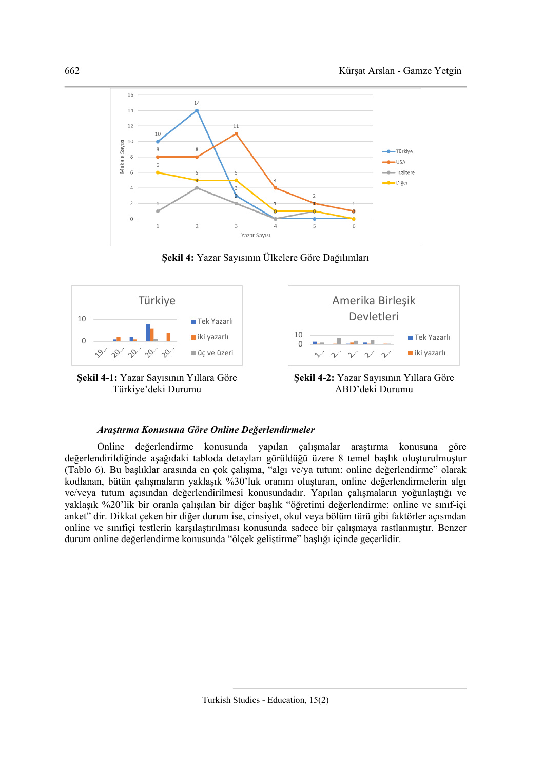**Şekil 4:** Yazar Sayısının Ülkelere Göre Dağılımları

**Şekil 4-1:** Yazar Sayısının Yıllara Göre Türkiye'deki Durumu

**Şekil 4-2:** Yazar Sayısının Yıllara Göre ABD'deki Durumu

***Araştırma Konusuna Göre Online Değerlendirmeler***

Online değerlendirme konusunda yapılan çalışmalar araştırma konusuna göre değerlendirildiğinde aşağıdaki tabloda detayları görüldüğü üzere 8 temel başlık oluşturulmuştur (Tablo 6). Bu başlıklar arasında en çok çalışma, "algı ve/ya tutum: online değerlendirme" olarak kodlanan, bütün çalışmaların yaklaşık %30'luk oranını oluşturan, online değerlendirmelerin algı ve/veya tutum açısından değerlendirilmesi konusundadır. Yapılan çalışmaların yoğunlaştığı ve yaklaşık %20'lik bir oranla çalışılan bir diğer başlık "öğretimi değerlendirme: online ve sınıf-içi anket" dir. Dikkat çeken bir diğer durum ise, cinsiyet, okul veya bölüm türü gibi faktörler açısından online ve sınıfiçi testlerin karşılaştırılması konusunda sadece bir çalışmaya rastlanmıştır. Benzer durum online değerlendirme konusunda "ölçek geliştirme" başlığı içinde geçerlidir.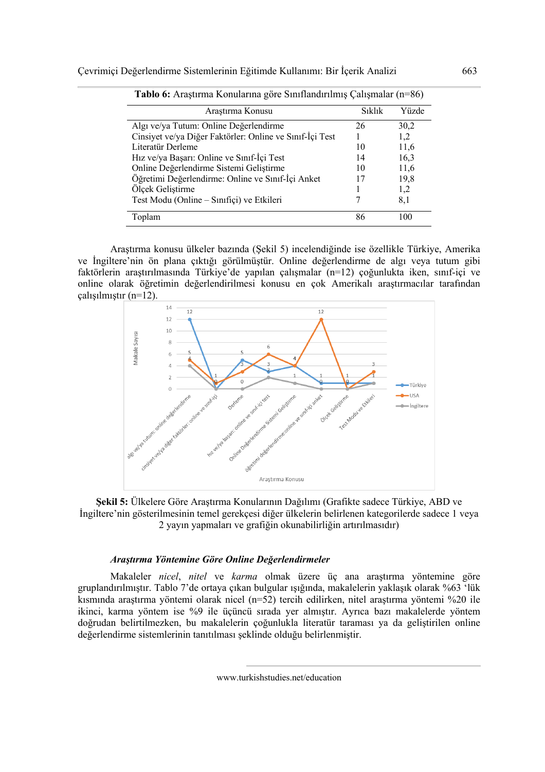**Tablo 6:** Araştırma Konularına göre Sınıflandırılmış Çalışmalar (n=86)

| Araştırma Konusu | Sıklık | Yüzde |
|---|---|---|
| Algı ve/ya Tutum: Online Değerlendirme | 26 | 30,2 |
| Cinsiyet ve/ya Diğer Faktörler: Online ve Sınıf-İçi Test | 1 | 1,2 |
| Literatür Derleme | 10 | 11,6 |
| Hız ve/ya Başarı: Online ve Sınıf-İçi Test | 14 | 16,3 |
| Online Değerlendirme Sistemi Geliştirme | 10 | 11,6 |
| Öğretimi Değerlendirme: Online ve Sınıf-İçi Anket | 17 | 19,8 |
| Ölçek Geliştirme | 1 | 1,2 |
| Test Modu (Online – Sınıfiçi) ve Etkileri | 7 | 8,1 |
| Toplam | 86 | 100 |

Araştırma konusu ülkeler bazında (Şekil 5) incelendiğinde ise özellikle Türkiye, Amerika ve İngiltere'nin ön plana çıktığı görülmüştür. Online değerlendirme de algı veya tutum gibi faktörlerin araştırılmasında Türkiye'de yapılan çalışmalar (n=12) çoğunlukta iken, sınıf-içi ve online olarak öğretimin değerlendirilmesi konusu en çok Amerikalı araştırmacılar tarafından çalışılmıştır (n=12).

**Şekil 5:** Ülkelere Göre Araştırma Konularının Dağılımı (Grafikte sadece Türkiye, ABD ve İngiltere'nin gösterilmesinin temel gerekçesi diğer ülkelerin belirlenen kategorilerde sadece 1 veya 2 yayın yapmaları ve grafiğin okunabilirliğin artırılmasıdır)

***Araştırma Yöntemine Göre Online Değerlendirmeler***

Makaleler *nicel*, *nitel* ve *karma* olmak üzere üç ana araştırma yöntemine göre gruplandırılmıştır. Tablo 7'de ortaya çıkan bulgular ışığında, makalelerin yaklaşık olarak %63 'lük kısmında araştırma yöntemi olarak nicel (n=52) tercih edilirken, nitel araştırma yöntemi %20 ile ikinci, karma yöntem ise %9 ile üçüncü sırada yer almıştır. Ayrıca bazı makalelerde yöntem doğrudan belirtilmezken, bu makalelerin çoğunlukla literatür taraması ya da geliştirilen online değerlendirme sistemlerinin tanıtılması şeklinde olduğu belirlenmiştir.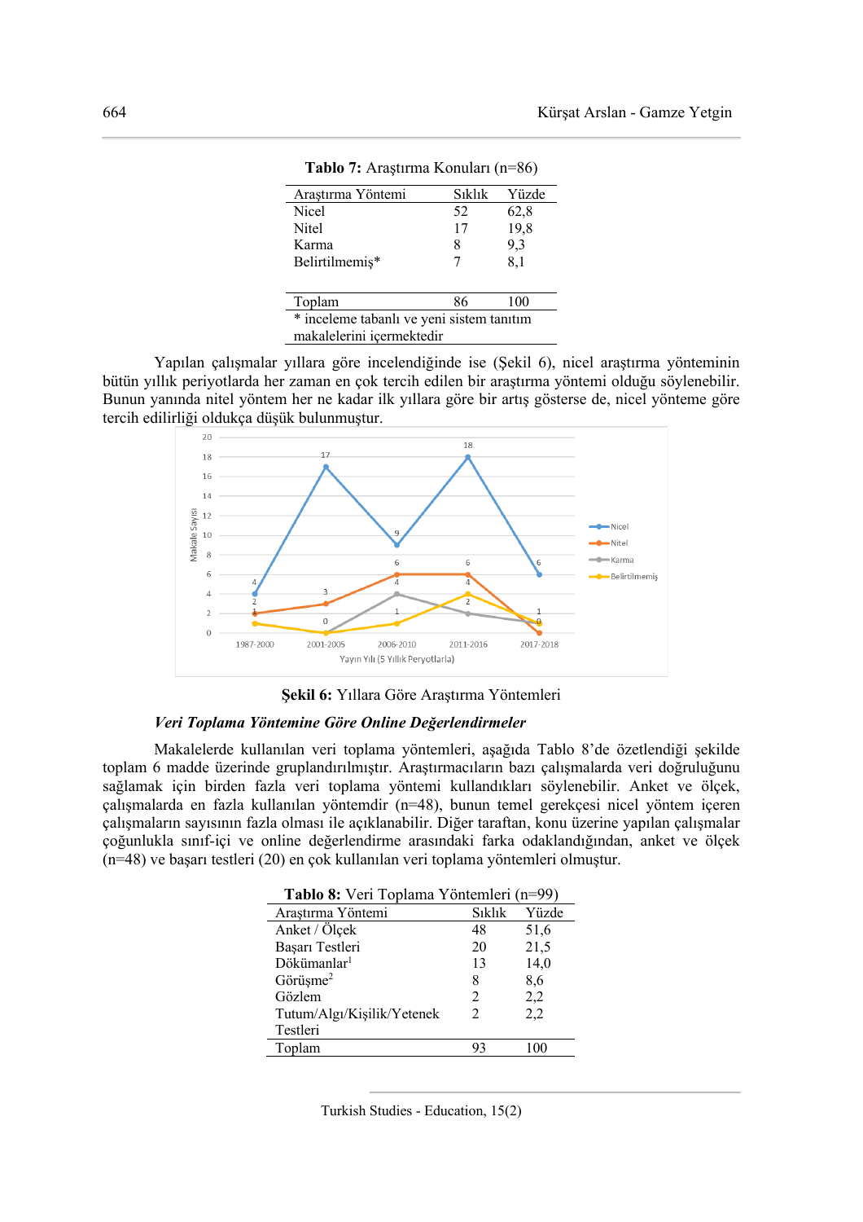**Tablo 7:** Araştırma Konuları (n=86)

| Araştırma Yöntemi | Sıklık | Yüzde |
|---|---|---|
| Nicel | 52 | 62,8 |
| Nitel | 17 | 19,8 |
| Karma | 8 | 9,3 |
| Belirtilmemiş* | 7 | 8,1 |
| Toplam | 86 | 100 |

\* inceleme tabanlı ve yeni sistem tanıtım makalelerini içermektedir

Yapılan çalışmalar yıllara göre incelendiğinde ise (Şekil 6), nicel araştırma yönteminin bütün yıllık periyotlarda her zaman en çok tercih edilen bir araştırma yöntemi olduğu söylenebilir. Bunun yanında nitel yöntem her ne kadar ilk yıllara göre bir artış gösterse de, nicel yönteme göre tercih edilirliği oldukça düşük bulunmuştur.

**Şekil 6:** Yıllara Göre Araştırma Yöntemleri

***Veri Toplama Yöntemine Göre Online Değerlendirmeler***

Makalelerde kullanılan veri toplama yöntemleri, aşağıda Tablo 8'de özetlendiği şekilde toplam 6 madde üzerinde gruplandırılmıştır. Araştırmacıların bazı çalışmalarda veri doğruluğunu sağlamak için birden fazla veri toplama yöntemi kullandıkları söylenebilir. Anket ve ölçek, çalışmalarda en fazla kullanılan yöntemdir (n=48), bunun temel gerekçesi nicel yöntem içeren çalışmaların sayısının fazla olması ile açıklanabilir. Diğer taraftan, konu üzerine yapılan çalışmalar çoğunlukla sınıf-içi ve online değerlendirme arasındaki farka odaklandığından, anket ve ölçek (n=48) ve başarı testleri (20) en çok kullanılan veri toplama yöntemleri olmuştur.

**Tablo 8:** Veri Toplama Yöntemleri (n=99)

| Araştırma Yöntemi | Sıklık | Yüzde |
|---|---|---|
| Anket / Ölçek | 48 | 51,6 |
| Başarı Testleri | 20 | 21,5 |
| Dökümanlar[1] | 13 | 14,0 |
| Görüşme[2] | 8 | 8,6 |
| Gözlem | 2 | 2,2 |
| Tutum/Algı/Kişilik/Yetenek Testleri | 2 | 2,2 |
| Toplam | 93 | 100 |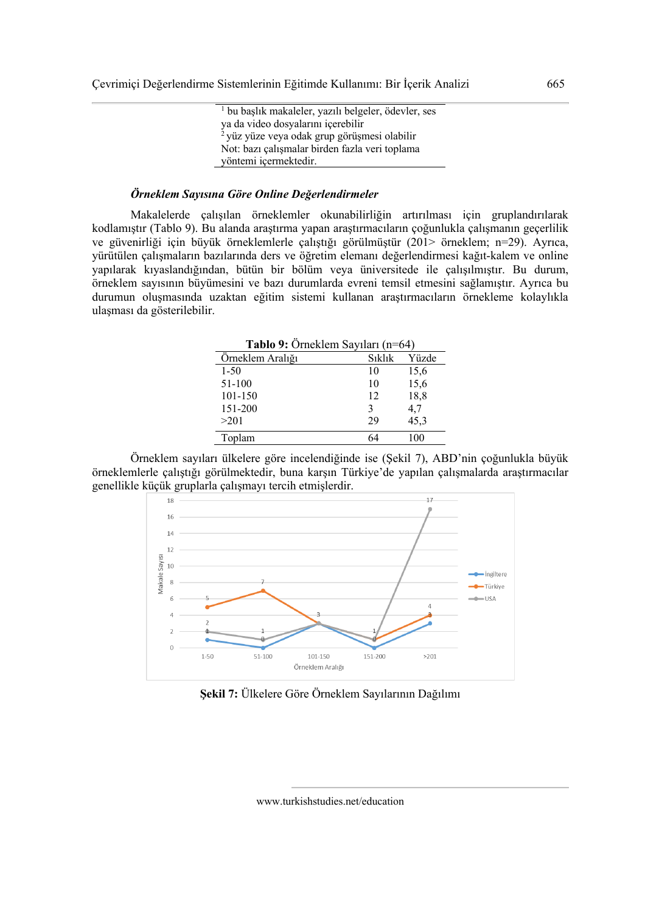[1] bu başlık makaleler, yazılı belgeler, ödevler, ses ya da video dosyalarını içerebilir
[2] yüz yüze veya odak grup görüşmesi olabilir
Not: bazı çalışmalar birden fazla veri toplama yöntemi içermektedir.

### *Örneklem Sayısına Göre Online Değerlendirmeler*

Makalelerde çalışılan örneklemler okunabilirliğin artırılması için gruplandırılarak kodlamıştır (Tablo 9). Bu alanda araştırma yapan araştırmacıların çoğunlukla çalışmanın geçerlilik ve güvenirliği için büyük örneklemlerle çalıştığı görülmüştür (201> örneklem; n=29). Ayrıca, yürütülen çalışmaların bazılarında ders ve öğretim elemanı değerlendirmesi kağıt-kalem ve online yapılarak kıyaslandığından, bütün bir bölüm veya üniversitede ile çalışılmıştır. Bu durum, örneklem sayısının büyümesini ve bazı durumlarda evreni temsil etmesini sağlamıştır. Ayrıca bu durumun oluşmasında uzaktan eğitim sistemi kullanan araştırmacıların örnekleme kolaylıkla ulaşması da gösterilebilir.

**Tablo 9:** Örneklem Sayıları (n=64)

| Örneklem Aralığı | Sıklık | Yüzde |
|---|---|---|
| 1-50 | 10 | 15,6 |
| 51-100 | 10 | 15,6 |
| 101-150 | 12 | 18,8 |
| 151-200 | 3 | 4,7 |
| >201 | 29 | 45,3 |
| Toplam | 64 | 100 |

Örneklem sayıları ülkelere göre incelendiğinde ise (Şekil 7), ABD'nin çoğunlukla büyük örneklemlerle çalıştığı görülmektedir, buna karşın Türkiye'de yapılan çalışmalarda araştırmacılar genellikle küçük gruplarla çalışmayı tercih etmişlerdir.

**Şekil 7:** Ülkelere Göre Örneklem Sayılarının Dağılımı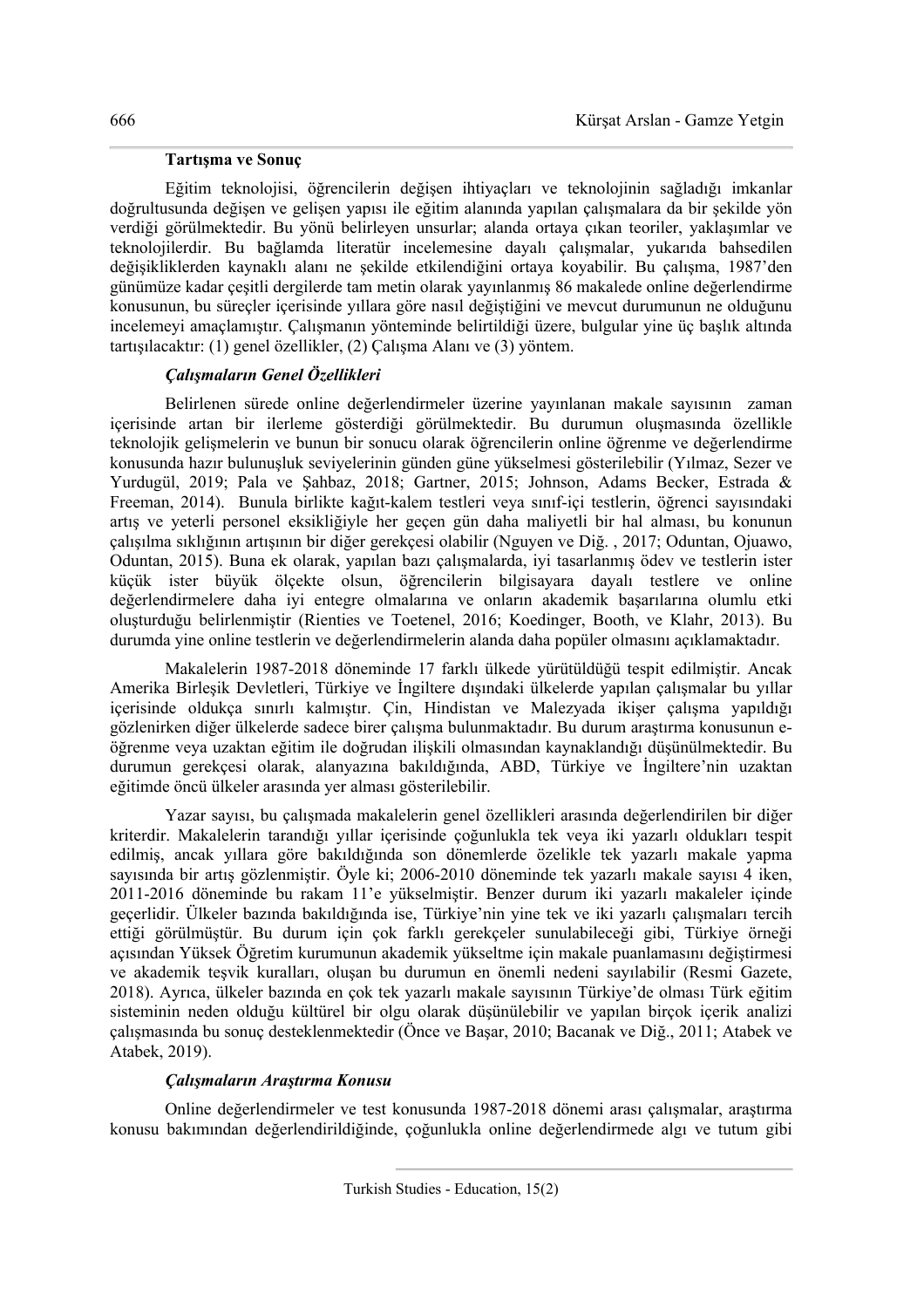### Tartışma ve Sonuç

Eğitim teknolojisi, öğrencilerin değişen ihtiyaçları ve teknolojinin sağladığı imkanlar doğrultusunda değişen ve gelişen yapısı ile eğitim alanında yapılan çalışmalara da bir şekilde yön verdiği görülmektedir. Bu yönü belirleyen unsurlar; alanda ortaya çıkan teoriler, yaklaşımlar ve teknolojilerdir. Bu bağlamda literatür incelemesine dayalı çalışmalar, yukarıda bahsedilen değişiklikler kaynaklı alanı ne şekilde etkilendiğini ortaya koyabilir. Bu çalışma, 1987'den günümüze kadar çeşitli dergilerde tam metin olarak yayınlanmış 86 makalede online değerlendirme konusunun, bu süreçler içerisinde yıllara göre nasıl değiştiğini ve mevcut durumunun ne olduğunu incelemeyi amaçlamıştır. Çalışmanın yönteminde belirtildiği üzere, bulgular yine üç başlık altında tartışılacaktır: (1) genel özellikler, (2) Çalışma Alanı ve (3) yöntem.

#### *Çalışmaların Genel Özellikleri*

Belirlenen sürede online değerlendirmeler üzerine yayınlanan makale sayısının zaman içerisinde artan bir ilerleme gösterdiği görülmektedir. Bu durumun oluşmasında özellikle teknolojik gelişmelerin ve bunun bir sonucu olarak öğrencilerin online öğrenme ve değerlendirme konusunda hazır bulunuşluk seviyelerinin günden güne yükselmesi gösterilebilir (Yılmaz, Sezer ve Yurdugül, 2019; Pala ve Şahbaz, 2018; Gartner, 2015; Johnson, Adams Becker, Estrada & Freeman, 2014). Bunula birlikte kağıt-kalem testleri veya sınıf-içi testlerin, öğrenci sayısındaki artış ve yeterli personel eksikliğiyle her geçen gün daha maliyetli bir hal alması, bu konunun çalışılma sıklığının artışının bir diğer gerekçesi olabilir (Nguyen ve Diğ. , 2017; Oduntan, Ojuawo, Oduntan, 2015). Buna ek olarak, yapılan bazı çalışmalarda, iyi tasarlanmış ödev ve testlerin ister küçük ister büyük ölçekte olsun, öğrencilerin bilgisayara dayalı testlere ve online değerlendirmelere daha iyi entegre olmalarına ve onların akademik başarılarına olumlu etki oluşturduğu belirlenmiştir (Rienties ve Toetenel, 2016; Koedinger, Booth, ve Klahr, 2013). Bu durumda yine online testlerin ve değerlendirmelerin alanda daha popüler olmasını açıklamaktadır.

Makalelerin 1987-2018 döneminde 17 farklı ülkede yürütüldüğü tespit edilmiştir. Ancak Amerika Birleşik Devletleri, Türkiye ve İngiltere dışındaki ülkelerde yapılan çalışmalar bu yıllar içerisinde oldukça sınırlı kalmıştır. Çin, Hindistan ve Malezyada ikişer çalışma yapıldığı gözlenirken diğer ülkelerde sadece birer çalışma bulunmaktadır. Bu durum araştırma konusunun e-öğrenme veya uzaktan eğitim ile doğrudan ilişkili olmasından kaynaklandığı düşünülmektedir. Bu durumun gerekçesi olarak, alanyazına bakıldığında, ABD, Türkiye ve İngiltere'nin uzaktan eğitimde öncü ülkeler arasında yer alması gösterilebilir.

Yazar sayısı, bu çalışmada makalelerin genel özellikleri arasında değerlendirilen bir diğer kriterdir. Makalelerin tarandığı yıllar içerisinde çoğunlukla tek veya iki yazarlı oldukları tespit edilmiş, ancak yıllara göre bakıldığında son dönemlerde özelikle tek yazarlı makale yapma sayısında bir artış gözlenmiştir. Öyle ki; 2006-2010 döneminde tek yazarlı makale sayısı 4 iken, 2011-2016 döneminde bu rakam 11'e yükselmiştir. Benzer durum iki yazarlı makaleler içinde geçerlidir. Ülkeler bazında bakıldığında ise, Türkiye'nin yine tek ve iki yazarlı çalışmaları tercih ettiği görülmüştür. Bu durum için çok farklı gerekçeler sunulabileceği gibi, Türkiye örneği açısından Yüksek Öğretim kurumunun akademik yükseltme için makale puanlamasını değiştirmesi ve akademik teşvik kuralları, oluşan bu durumun en önemli nedeni sayılabilir (Resmi Gazete, 2018). Ayrıca, ülkeler bazında en çok tek yazarlı makale sayısının Türkiye'de olması Türk eğitim sisteminin neden olduğu kültürel bir olgu olarak düşünülebilir ve yapılan birçok içerik analizi çalışmasında bu sonuç desteklenmektedir (Önce ve Başar, 2010; Bacanak ve Diğ., 2011; Atabek ve Atabek, 2019).

#### *Çalışmaların Araştırma Konusu*

Online değerlendirmeler ve test konusunda 1987-2018 dönemi arası çalışmalar, araştırma konusu bakımından değerlendirildiğinde, çoğunlukla online değerlendirmede algı ve tutum gibi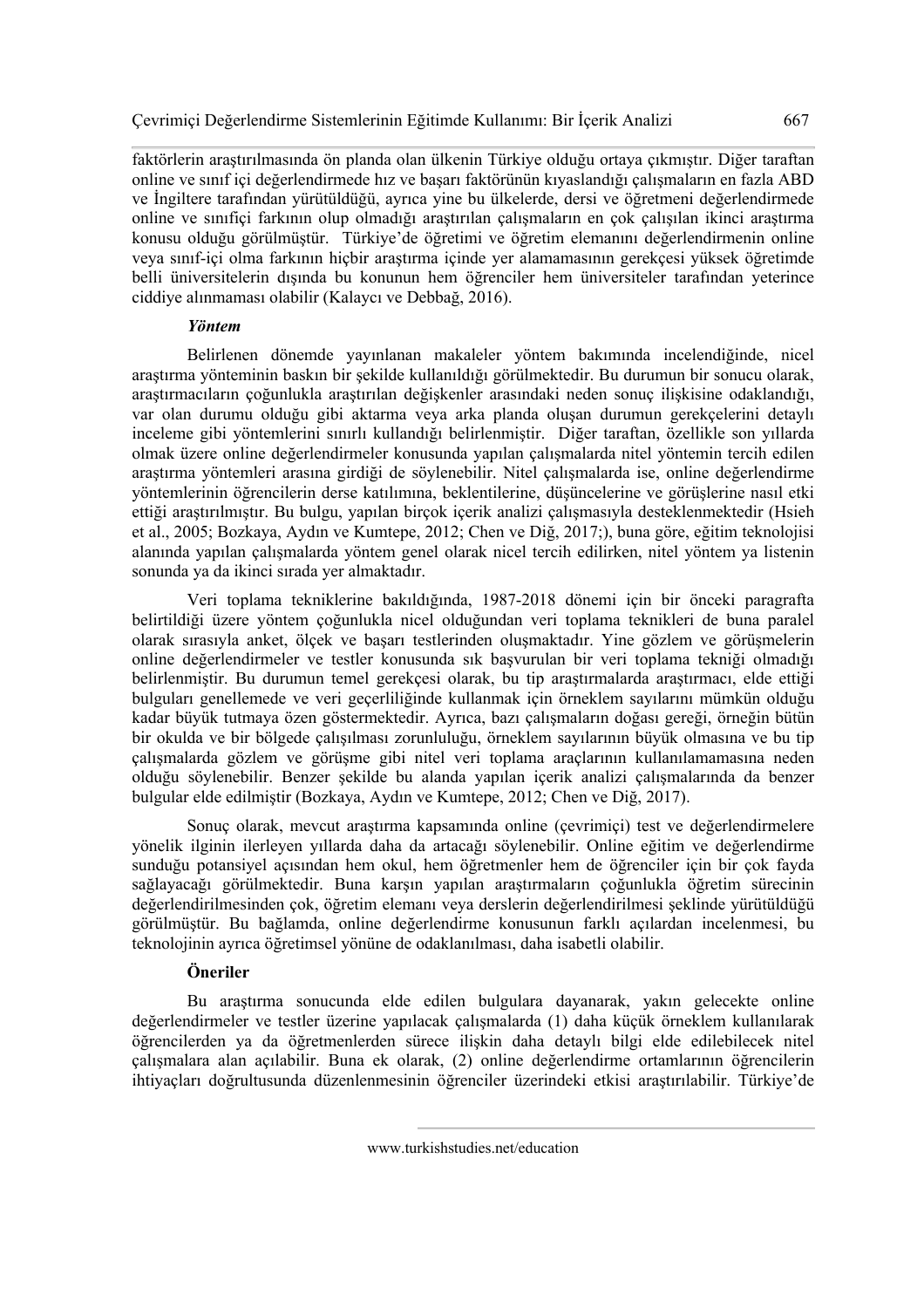faktörlerin araştırılmasında ön planda olan ülkenin Türkiye olduğu ortaya çıkmıştır. Diğer taraftan online ve sınıf içi değerlendirmede hız ve başarı faktörünün kıyaslandığı çalışmaların en fazla ABD ve İngiltere tarafından yürütüldüğü, ayrıca yine bu ülkelerde, dersi ve öğretmeni değerlendirmede online ve sınıfiçi farkının olup olmadığı araştırılan çalışmaların en çok çalışılan ikinci araştırma konusu olduğu görülmüştür. Türkiye'de öğretimi ve öğretim elemanını değerlendirmenin online veya sınıf-içi olma farkının hiçbir araştırma içinde yer alamamasının gerekçesi yüksek öğretimde belli üniversitelerin dışında bu konunun hem öğrenciler hem üniversiteler tarafından yeterince ciddiye alınmaması olabilir (Kalaycı ve Debbağ, 2016).

### *Yöntem*

Belirlenen dönemde yayınlanan makaleler yöntem bakımında incelendiğinde, nicel araştırma yönteminin baskın bir şekilde kullanıldığı görülmektedir. Bu durumun bir sonucu olarak, araştırmacıların çoğunlukla araştırılan değişkenler arasındaki neden sonuç ilişkisine odaklandığı, var olan durumu olduğu gibi aktarma veya arka planda oluşan durumun gerekçelerini detaylı inceleme gibi yöntemlerini sınırlı kullandığı belirlenmiştir. Diğer taraftan, özellikle son yıllarda olmak üzere online değerlendirmeler konusunda yapılan çalışmalarda nitel yöntemin tercih edilen araştırma yöntemleri arasına girdiği de söylenebilir. Nitel çalışmalarda ise, online değerlendirme yöntemlerinin öğrencilerin derse katılımına, beklentilerine, düşüncelerine ve görüşlerine nasıl etki ettiği araştırılmıştır. Bu bulgu, yapılan birçok içerik analizi çalışmasıyla desteklenmektedir (Hsieh et al., 2005; Bozkaya, Aydın ve Kumtepe, 2012; Chen ve Diğ, 2017;), buna göre, eğitim teknolojisi alanında yapılan çalışmalarda yöntem genel olarak nicel tercih edilirken, nitel yöntem ya listenin sonunda ya da ikinci sırada yer almaktadır.

Veri toplama tekniklerine bakıldığında, 1987-2018 dönemi için bir önceki paragrafta belirtildiği üzere yöntem çoğunlukla nicel olduğundan veri toplama teknikleri de buna paralel olarak sırasıyla anket, ölçek ve başarı testlerinden oluşmaktadır. Yine gözlem ve görüşmelerin online değerlendirmeler ve testler konusunda sık başvurulan bir veri toplama tekniği olmadığı belirlenmiştir. Bu durumun temel gerekçesi olarak, bu tip araştırmalarda araştırmacı, elde ettiği bulguları genellemede ve veri geçerliliğinde kullanmak için örneklem sayılarını mümkün olduğu kadar büyük tutmaya özen göstermektedir. Ayrıca, bazı çalışmaların doğası gereği, örneğin bütün bir okulda ve bir bölgede çalışılması zorunluluğu, örneklem sayılarının büyük olmasına ve bu tip çalışmalarda gözlem ve görüşme gibi nitel veri toplama araçlarının kullanılamamasına neden olduğu söylenebilir. Benzer şekilde bu alanda yapılan içerik analizi çalışmalarında da benzer bulgular elde edilmiştir (Bozkaya, Aydın ve Kumtepe, 2012; Chen ve Diğ, 2017).

Sonuç olarak, mevcut araştırma kapsamında online (çevrimiçi) test ve değerlendirmelere yönelik ilginin ilerleyen yıllarda daha da artacağı söylenebilir. Online eğitim ve değerlendirme sunduğu potansiyel açısından hem okul, hem öğretmenler hem de öğrenciler için bir çok fayda sağlayacağı görülmektedir. Buna karşın yapılan araştırmaların çoğunlukla öğretim sürecinin değerlendirilmesinden çok, öğretim elemanı veya derslerin değerlendirilmesi şeklinde yürütüldüğü görülmüştür. Bu bağlamda, online değerlendirme konusunun farklı açılardan incelenmesi, bu teknolojinin ayrıca öğretimsel yönüne de odaklanılması, daha isabetli olabilir.

### **Öneriler**

Bu araştırma sonucunda elde edilen bulgulara dayanarak, yakın gelecekte online değerlendirmeler ve testler üzerine yapılacak çalışmalarda (1) daha küçük örneklem kullanılarak öğrencilerden ya da öğretmenlerden sürece ilişkin daha detaylı bilgi elde edilebilecek nitel çalışmalara alan açılabilir. Buna ek olarak, (2) online değerlendirme ortamlarının öğrencilerin ihtiyaçları doğrultusunda düzenlenmesinin öğrenciler üzerindeki etkisi araştırılabilir. Türkiye'de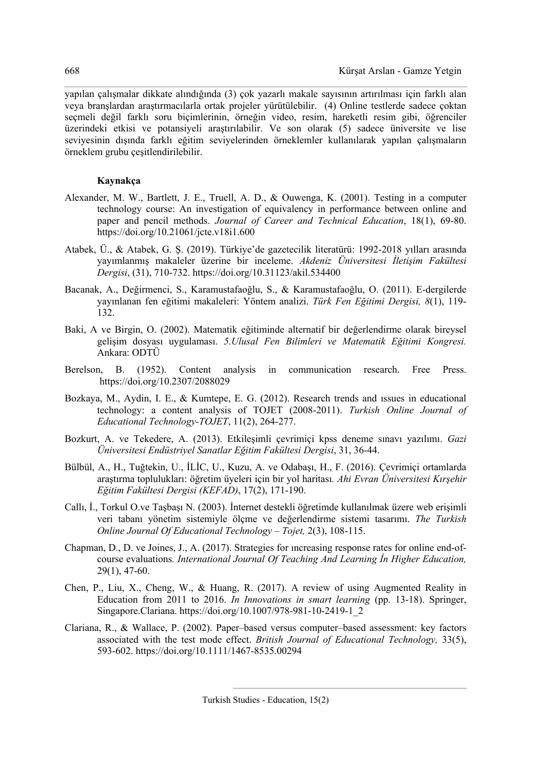yapılan çalışmalar dikkate alındığında (3) çok yazarlı makale sayısının artırılması için farklı alan veya branşlardan araştırmacılarla ortak projeler yürütülebilir. (4) Online testlerde sadece çoktan seçmeli değil farklı soru biçimlerinin, örneğin video, resim, hareketli resim gibi, öğrenciler üzerindeki etkisi ve potansiyeli araştırılabilir. Ve son olarak (5) sadece üniversite ve lise seviyesinin dışında farklı eğitim seviyelerinden örneklemler kullanılarak yapılan çalışmaların örneklem grubu çeşitlendirilebilir.

**Kaynakça**

Alexander, M. W., Bartlett, J. E., Truell, A. D., & Ouwenga, K. (2001). Testing in a computer technology course: An investigation of equivalency in performance between online and paper and pencil methods. *Journal of Career and Technical Education*, 18(1), 69-80. https://doi.org/10.21061/jcte.v18i1.600

Atabek, Ü., & Atabek, G. Ş. (2019). Türkiye'de gazetecilik literatürü: 1992-2018 yılları arasında yayımlanmış makaleler üzerine bir inceleme. *Akdeniz Üniversitesi İletişim Fakültesi Dergisi*, (31), 710-732. https://doi.org/10.31123/akil.534400

Bacanak, A., Değirmenci, S., Karamustafaoğlu, S., & Karamustafaoğlu, O. (2011). E-dergilerde yayınlanan fen eğitimi makaleleri: Yöntem analizi. *Türk Fen Eğitimi Dergisi, 8*(1), 119-132.

Baki, A ve Birgin, O. (2002). Matematik eğitiminde alternatif bir değerlendirme olarak bireysel gelişim dosyası uygulaması. *5.Ulusal Fen Bilimleri ve Matematik Eğitimi Kongresi.* Ankara: ODTÜ

Berelson, B. (1952). Content analysis in communication research. Free Press. https://doi.org/10.2307/2088029

Bozkaya, M., Aydin, I. E., & Kumtepe, E. G. (2012). Research trends and ıssues in educational technology: a content analysis of TOJET (2008-2011). *Turkish Online Journal of Educational Technology-TOJET*, 11(2), 264-277.

Bozkurt, A. ve Tekedere, A. (2013). Etkileşimli çevrimiçi kpss deneme sınavı yazılımı. *Gazi Üniversitesi Endüstriyel Sanatlar Eğitim Fakültesi Dergisi*, 31, 36-44.

Bülbül, A., H., Tuğtekin, U., İLİC, U., Kuzu, A. ve Odabaşı, H., F. (2016). Çevrimiçi ortamlarda araştırma toplulukları: öğretim üyeleri için bir yol haritası. *Ahi Evran Üniversitesi Kırşehir Eğitim Fakültesi Dergisi (KEFAD)*, 17(2), 171-190.

Callı, İ., Torkul O.ve Taşbaşı N. (2003). İnternet destekli öğretimde kullanılmak üzere web erişimli veri tabanı yönetim sistemiyle ölçme ve değerlendirme sistemi tasarımı. *The Turkish Online Journal Of Educational Technology – Tojet,* 2(3), 108-115.

Chapman, D., D. ve Joines, J., A. (2017). Strategies for ıncreasing response rates for online end-of-course evaluations*. International Journal Of Teaching And Learning İn Higher Education,* 29(1), 47-60.

Chen, P., Liu, X., Cheng, W., & Huang, R. (2017). A review of using Augmented Reality in Education from 2011 to 2016. *In Innovations in smart learning* (pp. 13-18). Springer, Singapore.Clariana. https://doi.org/10.1007/978-981-10-2419-1_2

Clariana, R., & Wallace, P. (2002). Paper–based versus computer–based assessment: key factors associated with the test mode effect. *British Journal of Educational Technology,* 33(5), 593-602. https://doi.org/10.1111/1467-8535.00294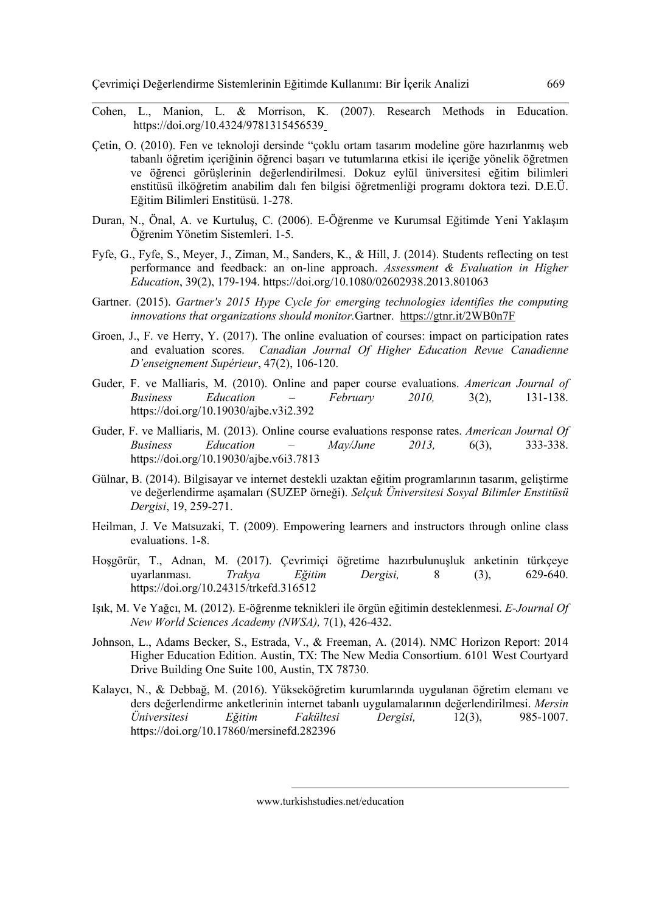Cohen, L., Manion, L. & Morrison, K. (2007). Research Methods in Education. https://doi.org/10.4324/9781315456539

Çetin, O. (2010). Fen ve teknoloji dersinde "çoklu ortam tasarım modeline göre hazırlanmış web tabanlı öğretim içeriğinin öğrenci başarı ve tutumlarına etkisi ile içeriğe yönelik öğretmen ve öğrenci görüşlerinin değerlendirilmesi. Dokuz eylül üniversitesi eğitim bilimleri enstitüsü ilköğretim anabilim dalı fen bilgisi öğretmenliği programı doktora tezi. D.E.Ü. Eğitim Bilimleri Enstitüsü. 1-278.

Duran, N., Önal, A. ve Kurtuluş, C. (2006). E-Öğrenme ve Kurumsal Eğitimde Yeni Yaklaşım Öğrenim Yönetim Sistemleri. 1-5.

Fyfe, G., Fyfe, S., Meyer, J., Ziman, M., Sanders, K., & Hill, J. (2014). Students reflecting on test performance and feedback: an on-line approach. *Assessment & Evaluation in Higher Education*, 39(2), 179-194. https://doi.org/10.1080/02602938.2013.801063

Gartner. (2015). *Gartner's 2015 Hype Cycle for emerging technologies identifies the computing innovations that organizations should monitor.*Gartner. https://gtnr.it/2WB0n7F

Groen, J., F. ve Herry, Y. (2017). The online evaluation of courses: impact on participation rates and evaluation scores. *Canadian Journal Of Higher Education Revue Canadienne D'enseignement Supérieur*, 47(2), 106-120.

Guder, F. ve Malliaris, M. (2010). Online and paper course evaluations. *American Journal of Business Education – February 2010,* 3(2), 131-138. https://doi.org/10.19030/ajbe.v3i2.392

Guder, F. ve Malliaris, M. (2013). Online course evaluations response rates. *American Journal Of Business Education – May/June 2013,* 6(3), 333-338. https://doi.org/10.19030/ajbe.v6i3.7813

Gülnar, B. (2014). Bilgisayar ve internet destekli uzaktan eğitim programlarının tasarım, geliştirme ve değerlendirme aşamaları (SUZEP örneği). *Selçuk Üniversitesi Sosyal Bilimler Enstitüsü Dergisi*, 19, 259-271.

Heilman, J. Ve Matsuzaki, T. (2009). Empowering learners and instructors through online class evaluations. 1-8.

Hoşgörür, T., Adnan, M. (2017). Çevrimiçi öğretime hazırbulunuşluk anketinin türkçeye uyarlanması. *Trakya Eğitim Dergisi,* 8 (3), 629-640. https://doi.org/10.24315/trkefd.316512

Işık, M. Ve Yağcı, M. (2012). E-öğrenme teknikleri ile örgün eğitimin desteklenmesi. *E-Journal Of New World Sciences Academy (NWSA),* 7(1), 426-432.

Johnson, L., Adams Becker, S., Estrada, V., & Freeman, A. (2014). NMC Horizon Report: 2014 Higher Education Edition. Austin, TX: The New Media Consortium. 6101 West Courtyard Drive Building One Suite 100, Austin, TX 78730.

Kalaycı, N., & Debbağ, M. (2016). Yükseköğretim kurumlarında uygulanan öğretim elemanı ve ders değerlendirme anketlerinin internet tabanlı uygulamalarının değerlendirilmesi. *Mersin Üniversitesi Eğitim Fakültesi Dergisi,* 12(3), 985-1007. https://doi.org/10.17860/mersinefd.282396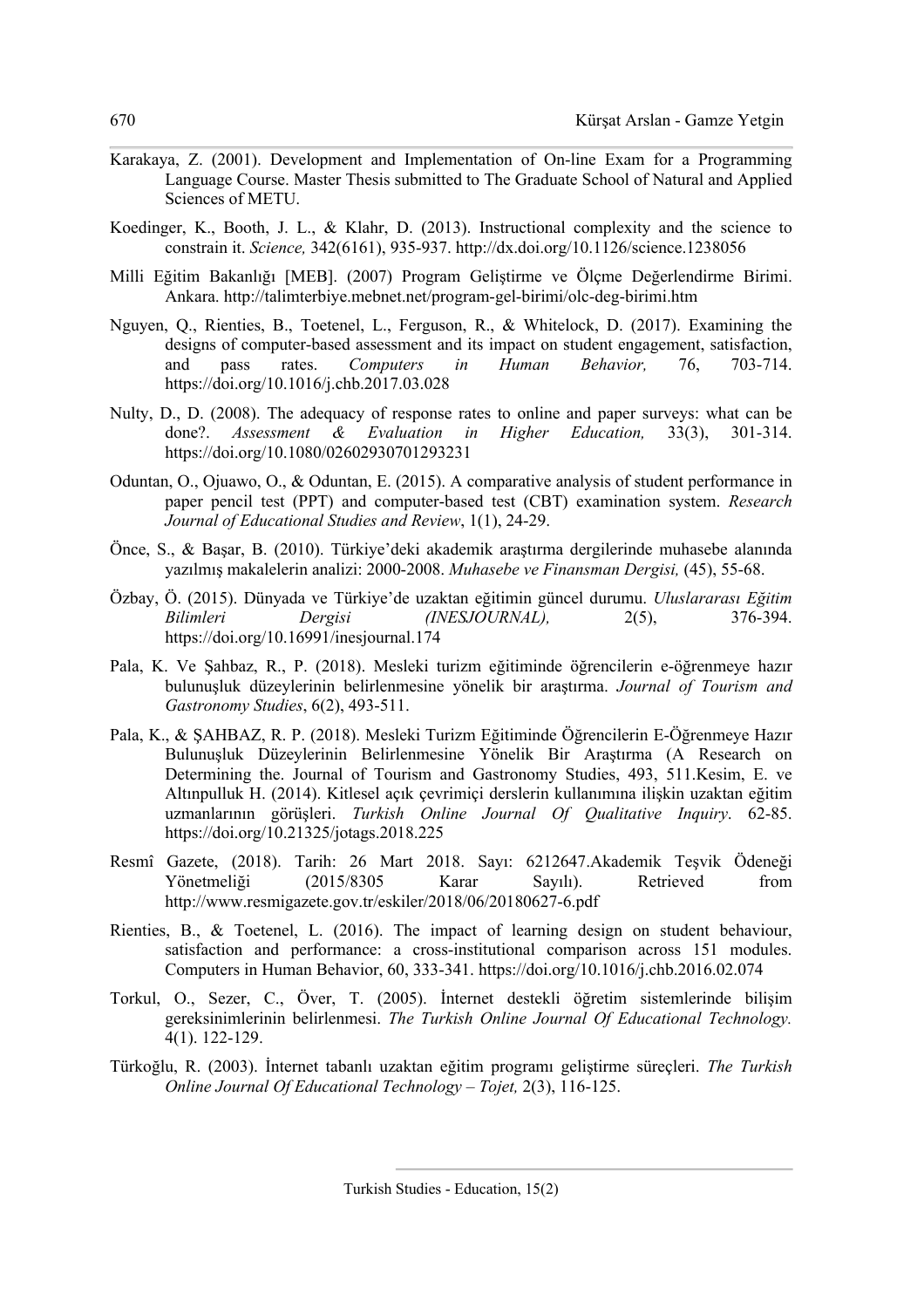Karakaya, Z. (2001). Development and Implementation of On-line Exam for a Programming Language Course. Master Thesis submitted to The Graduate School of Natural and Applied Sciences of METU.

Koedinger, K., Booth, J. L., & Klahr, D. (2013). Instructional complexity and the science to constrain it. *Science,* 342(6161), 935-937. http://dx.doi.org/10.1126/science.1238056

Milli Eğitim Bakanlığı [MEB]. (2007) Program Geliştirme ve Ölçme Değerlendirme Birimi. Ankara. http://talimterbiye.mebnet.net/program-gel-birimi/olc-deg-birimi.htm

Nguyen, Q., Rienties, B., Toetenel, L., Ferguson, R., & Whitelock, D. (2017). Examining the designs of computer-based assessment and its impact on student engagement, satisfaction, and pass rates. *Computers in Human Behavior,* 76, 703-714. https://doi.org/10.1016/j.chb.2017.03.028

Nulty, D., D. (2008). The adequacy of response rates to online and paper surveys: what can be done?. *Assessment & Evaluation in Higher Education,* 33(3), 301-314. https://doi.org/10.1080/02602930701293231

Oduntan, O., Ojuawo, O., & Oduntan, E. (2015). A comparative analysis of student performance in paper pencil test (PPT) and computer-based test (CBT) examination system. *Research Journal of Educational Studies and Review*, 1(1), 24-29.

Önce, S., & Başar, B. (2010). Türkiye'deki akademik araştırma dergilerinde muhasebe alanında yazılmış makalelerin analizi: 2000-2008. *Muhasebe ve Finansman Dergisi,* (45), 55-68.

Özbay, Ö. (2015). Dünyada ve Türkiye'de uzaktan eğitimin güncel durumu. *Uluslararası Eğitim Bilimleri Dergisi (INESJOURNAL),* 2(5), 376-394. https://doi.org/10.16991/inesjournal.174

Pala, K. Ve Şahbaz, R., P. (2018). Mesleki turizm eğitiminde öğrencilerin e-öğrenmeye hazır bulunuşluk düzeylerinin belirlenmesine yönelik bir araştırma. *Journal of Tourism and Gastronomy Studies*, 6(2), 493-511.

Pala, K., & ŞAHBAZ, R. P. (2018). Mesleki Turizm Eğitiminde Öğrencilerin E-Öğrenmeye Hazır Bulunuşluk Düzeylerinin Belirlenmesine Yönelik Bir Araştırma (A Research on Determining the. Journal of Tourism and Gastronomy Studies, 493, 511.Kesim, E. ve Altınpulluk H. (2014). Kitlesel açık çevrimiçi derslerin kullanımına ilişkin uzaktan eğitim uzmanlarının görüşleri. *Turkish Online Journal Of Qualitative Inquiry*. 62-85. https://doi.org/10.21325/jotags.2018.225

Resmî Gazete, (2018). Tarih: 26 Mart 2018. Sayı: 6212647.Akademik Teşvik Ödeneği Yönetmeliği (2015/8305 Karar Sayılı). Retrieved from http://www.resmigazete.gov.tr/eskiler/2018/06/20180627-6.pdf

Rienties, B., & Toetenel, L. (2016). The impact of learning design on student behaviour, satisfaction and performance: a cross-institutional comparison across 151 modules. Computers in Human Behavior, 60, 333-341. https://doi.org/10.1016/j.chb.2016.02.074

Torkul, O., Sezer, C., Över, T. (2005). İnternet destekli öğretim sistemlerinde bilişim gereksinimlerinin belirlenmesi. *The Turkish Online Journal Of Educational Technology.* 4(1). 122-129.

Türkoğlu, R. (2003). İnternet tabanlı uzaktan eğitim programı geliştirme süreçleri. *The Turkish Online Journal Of Educational Technology – Tojet,* 2(3), 116-125.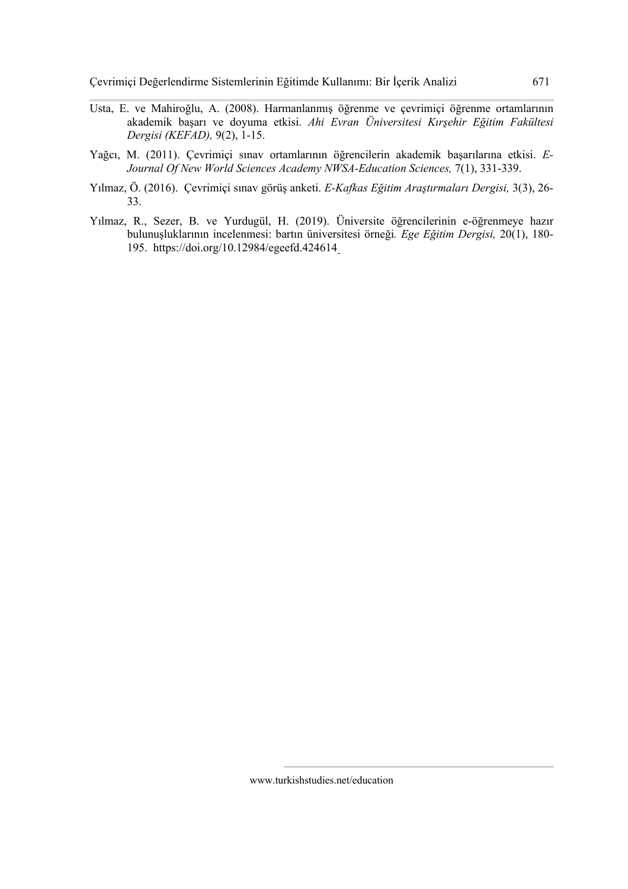Usta, E. ve Mahiroğlu, A. (2008). Harmanlanmış öğrenme ve çevrimiçi öğrenme ortamlarının akademik başarı ve doyuma etkisi. *Ahi Evran Üniversitesi Kırşehir Eğitim Fakültesi Dergisi (KEFAD),* 9(2), 1-15.

Yağcı, M. (2011). Çevrimiçi sınav ortamlarının öğrencilerin akademik başarılarına etkisi. *E-Journal Of New World Sciences Academy NWSA-Education Sciences,* 7(1), 331-339.

Yılmaz, Ö. (2016). Çevrimiçi sınav görüş anketi. *E-Kafkas Eğitim Araştırmaları Dergisi,* 3(3), 26-33.

Yılmaz, R., Sezer, B. ve Yurdugül, H. (2019). Üniversite öğrencilerinin e-öğrenmeye hazır bulunuşluklarının incelenmesi: bartın üniversitesi örneği. *Ege Eğitim Dergisi,* 20(1), 180-195. https://doi.org/10.12984/egeefd.424614